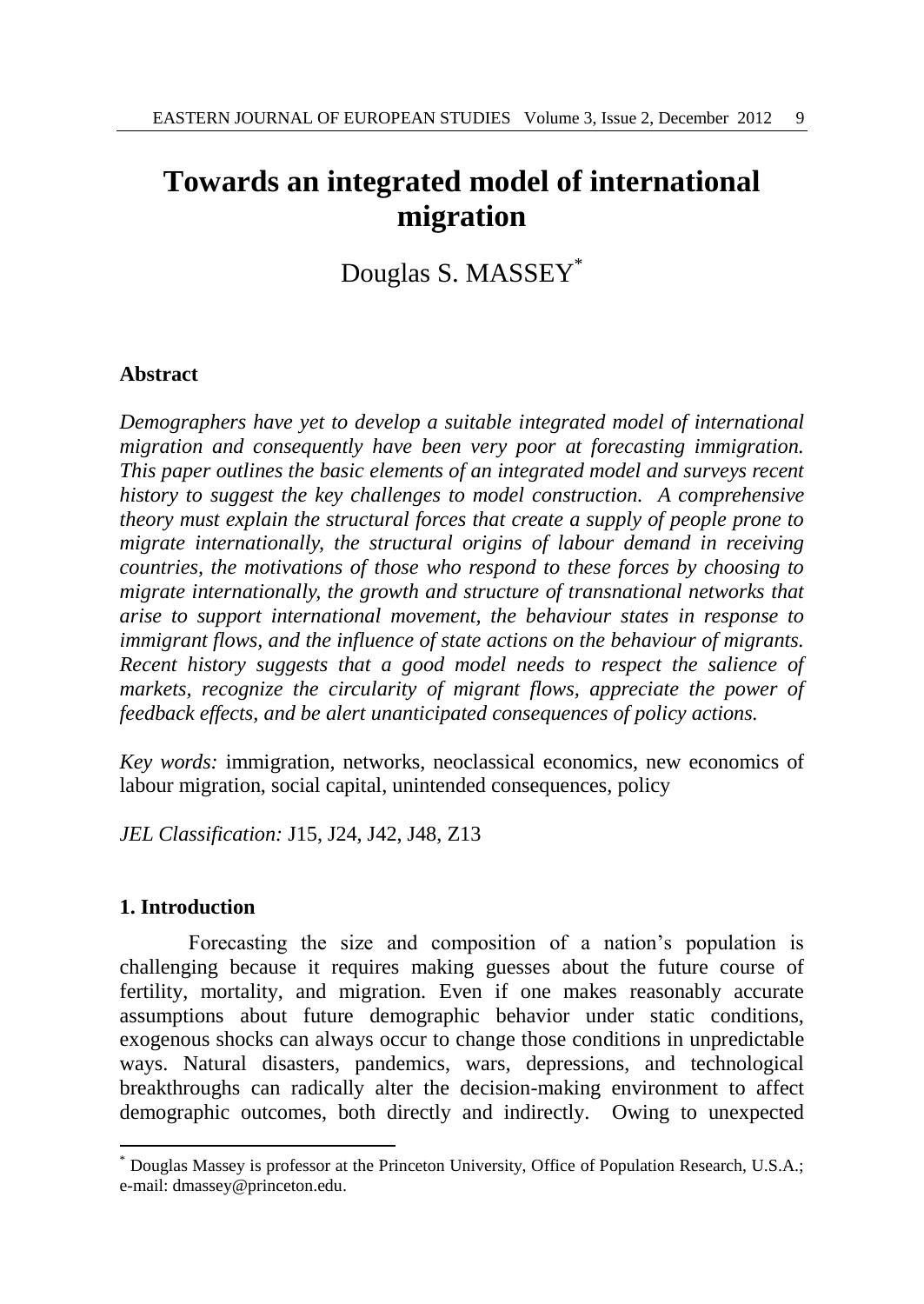# Towards an integrated model of international migration

Douglas S. MASSEY[*]

**Abstract**

*Demographers have yet to develop a suitable integrated model of international migration and consequently have been very poor at forecasting immigration. This paper outlines the basic elements of an integrated model and surveys recent history to suggest the key challenges to model construction. A comprehensive theory must explain the structural forces that create a supply of people prone to migrate internationally, the structural origins of labour demand in receiving countries, the motivations of those who respond to these forces by choosing to migrate internationally, the growth and structure of transnational networks that arise to support international movement, the behaviour states in response to immigrant flows, and the influence of state actions on the behaviour of migrants. Recent history suggests that a good model needs to respect the salience of markets, recognize the circularity of migrant flows, appreciate the power of feedback effects, and be alert unanticipated consequences of policy actions.*

*Key words:* immigration, networks, neoclassical economics, new economics of labour migration, social capital, unintended consequences, policy

*JEL Classification:* J15, J24, J42, J48, Z13

## 1. Introduction

Forecasting the size and composition of a nation's population is challenging because it requires making guesses about the future course of fertility, mortality, and migration. Even if one makes reasonably accurate assumptions about future demographic behavior under static conditions, exogenous shocks can always occur to change those conditions in unpredictable ways. Natural disasters, pandemics, wars, depressions, and technological breakthroughs can radically alter the decision-making environment to affect demographic outcomes, both directly and indirectly. Owing to unexpected

---

[*] Douglas Massey is professor at the Princeton University, Office of Population Research, U.S.A.; e-mail: dmassey@princeton.edu.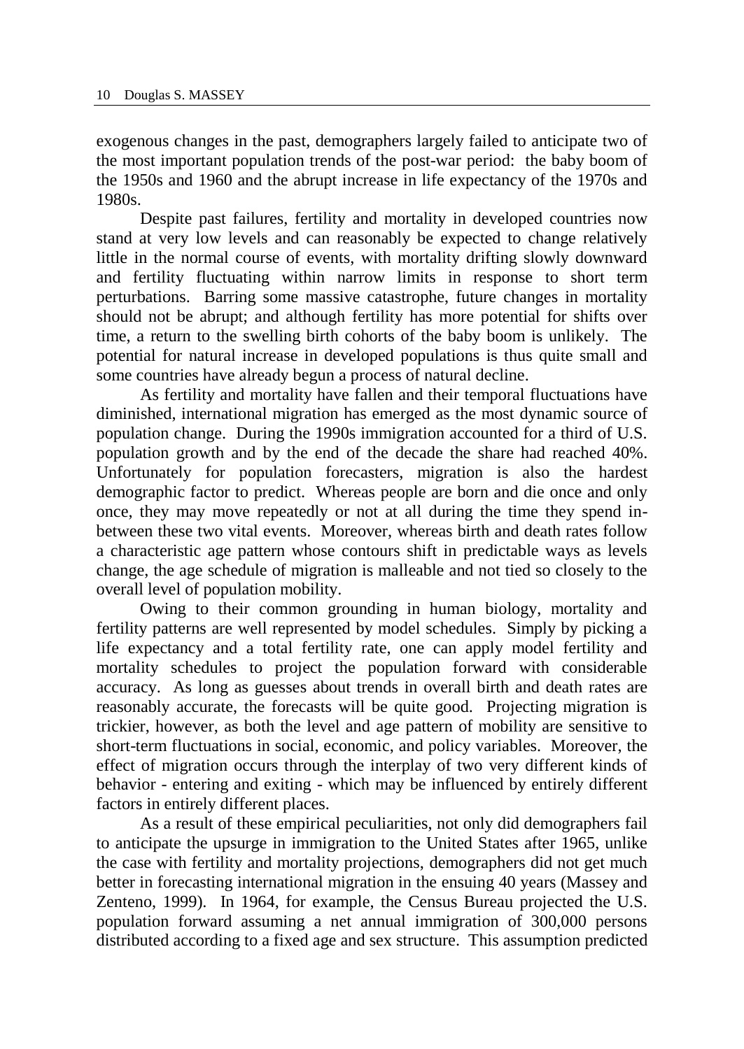exogenous changes in the past, demographers largely failed to anticipate two of the most important population trends of the post-war period: the baby boom of the 1950s and 1960 and the abrupt increase in life expectancy of the 1970s and 1980s.

Despite past failures, fertility and mortality in developed countries now stand at very low levels and can reasonably be expected to change relatively little in the normal course of events, with mortality drifting slowly downward and fertility fluctuating within narrow limits in response to short term perturbations. Barring some massive catastrophe, future changes in mortality should not be abrupt; and although fertility has more potential for shifts over time, a return to the swelling birth cohorts of the baby boom is unlikely. The potential for natural increase in developed populations is thus quite small and some countries have already begun a process of natural decline.

As fertility and mortality have fallen and their temporal fluctuations have diminished, international migration has emerged as the most dynamic source of population change. During the 1990s immigration accounted for a third of U.S. population growth and by the end of the decade the share had reached 40%. Unfortunately for population forecasters, migration is also the hardest demographic factor to predict. Whereas people are born and die once and only once, they may move repeatedly or not at all during the time they spend in-between these two vital events. Moreover, whereas birth and death rates follow a characteristic age pattern whose contours shift in predictable ways as levels change, the age schedule of migration is malleable and not tied so closely to the overall level of population mobility.

Owing to their common grounding in human biology, mortality and fertility patterns are well represented by model schedules. Simply by picking a life expectancy and a total fertility rate, one can apply model fertility and mortality schedules to project the population forward with considerable accuracy. As long as guesses about trends in overall birth and death rates are reasonably accurate, the forecasts will be quite good. Projecting migration is trickier, however, as both the level and age pattern of mobility are sensitive to short-term fluctuations in social, economic, and policy variables. Moreover, the effect of migration occurs through the interplay of two very different kinds of behavior - entering and exiting - which may be influenced by entirely different factors in entirely different places.

As a result of these empirical peculiarities, not only did demographers fail to anticipate the upsurge in immigration to the United States after 1965, unlike the case with fertility and mortality projections, demographers did not get much better in forecasting international migration in the ensuing 40 years (Massey and Zenteno, 1999). In 1964, for example, the Census Bureau projected the U.S. population forward assuming a net annual immigration of 300,000 persons distributed according to a fixed age and sex structure. This assumption predicted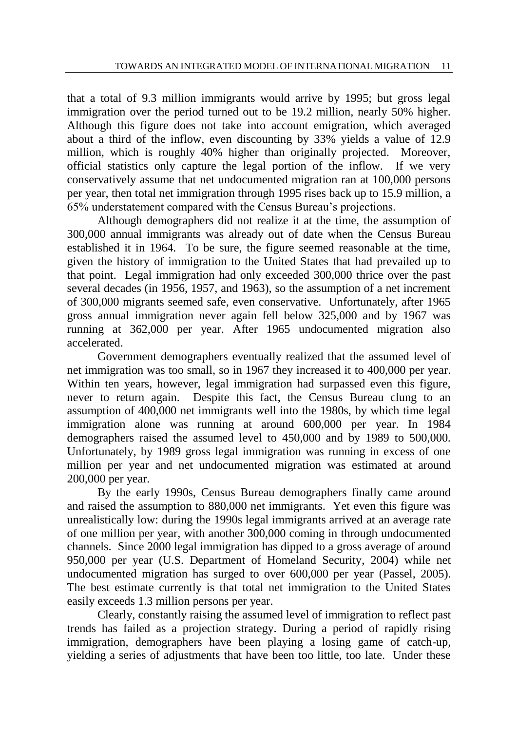that a total of 9.3 million immigrants would arrive by 1995; but gross legal immigration over the period turned out to be 19.2 million, nearly 50% higher. Although this figure does not take into account emigration, which averaged about a third of the inflow, even discounting by 33% yields a value of 12.9 million, which is roughly 40% higher than originally projected. Moreover, official statistics only capture the legal portion of the inflow. If we very conservatively assume that net undocumented migration ran at 100,000 persons per year, then total net immigration through 1995 rises back up to 15.9 million, a 65% understatement compared with the Census Bureau's projections.

Although demographers did not realize it at the time, the assumption of 300,000 annual immigrants was already out of date when the Census Bureau established it in 1964. To be sure, the figure seemed reasonable at the time, given the history of immigration to the United States that had prevailed up to that point. Legal immigration had only exceeded 300,000 thrice over the past several decades (in 1956, 1957, and 1963), so the assumption of a net increment of 300,000 migrants seemed safe, even conservative. Unfortunately, after 1965 gross annual immigration never again fell below 325,000 and by 1967 was running at 362,000 per year. After 1965 undocumented migration also accelerated.

Government demographers eventually realized that the assumed level of net immigration was too small, so in 1967 they increased it to 400,000 per year. Within ten years, however, legal immigration had surpassed even this figure, never to return again. Despite this fact, the Census Bureau clung to an assumption of 400,000 net immigrants well into the 1980s, by which time legal immigration alone was running at around 600,000 per year. In 1984 demographers raised the assumed level to 450,000 and by 1989 to 500,000. Unfortunately, by 1989 gross legal immigration was running in excess of one million per year and net undocumented migration was estimated at around 200,000 per year.

By the early 1990s, Census Bureau demographers finally came around and raised the assumption to 880,000 net immigrants. Yet even this figure was unrealistically low: during the 1990s legal immigrants arrived at an average rate of one million per year, with another 300,000 coming in through undocumented channels. Since 2000 legal immigration has dipped to a gross average of around 950,000 per year (U.S. Department of Homeland Security, 2004) while net undocumented migration has surged to over 600,000 per year (Passel, 2005). The best estimate currently is that total net immigration to the United States easily exceeds 1.3 million persons per year.

Clearly, constantly raising the assumed level of immigration to reflect past trends has failed as a projection strategy. During a period of rapidly rising immigration, demographers have been playing a losing game of catch-up, yielding a series of adjustments that have been too little, too late. Under these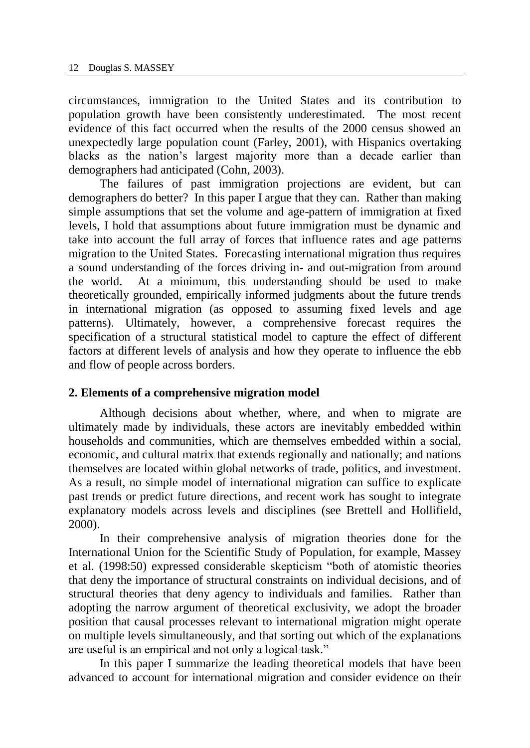circumstances, immigration to the United States and its contribution to population growth have been consistently underestimated. The most recent evidence of this fact occurred when the results of the 2000 census showed an unexpectedly large population count (Farley, 2001), with Hispanics overtaking blacks as the nation's largest majority more than a decade earlier than demographers had anticipated (Cohn, 2003).

The failures of past immigration projections are evident, but can demographers do better? In this paper I argue that they can. Rather than making simple assumptions that set the volume and age-pattern of immigration at fixed levels, I hold that assumptions about future immigration must be dynamic and take into account the full array of forces that influence rates and age patterns migration to the United States. Forecasting international migration thus requires a sound understanding of the forces driving in- and out-migration from around the world. At a minimum, this understanding should be used to make theoretically grounded, empirically informed judgments about the future trends in international migration (as opposed to assuming fixed levels and age patterns). Ultimately, however, a comprehensive forecast requires the specification of a structural statistical model to capture the effect of different factors at different levels of analysis and how they operate to influence the ebb and flow of people across borders.

## 2. Elements of a comprehensive migration model

Although decisions about whether, where, and when to migrate are ultimately made by individuals, these actors are inevitably embedded within households and communities, which are themselves embedded within a social, economic, and cultural matrix that extends regionally and nationally; and nations themselves are located within global networks of trade, politics, and investment. As a result, no simple model of international migration can suffice to explicate past trends or predict future directions, and recent work has sought to integrate explanatory models across levels and disciplines (see Brettell and Hollifield, 2000).

In their comprehensive analysis of migration theories done for the International Union for the Scientific Study of Population, for example, Massey et al. (1998:50) expressed considerable skepticism "both of atomistic theories that deny the importance of structural constraints on individual decisions, and of structural theories that deny agency to individuals and families. Rather than adopting the narrow argument of theoretical exclusivity, we adopt the broader position that causal processes relevant to international migration might operate on multiple levels simultaneously, and that sorting out which of the explanations are useful is an empirical and not only a logical task."

In this paper I summarize the leading theoretical models that have been advanced to account for international migration and consider evidence on their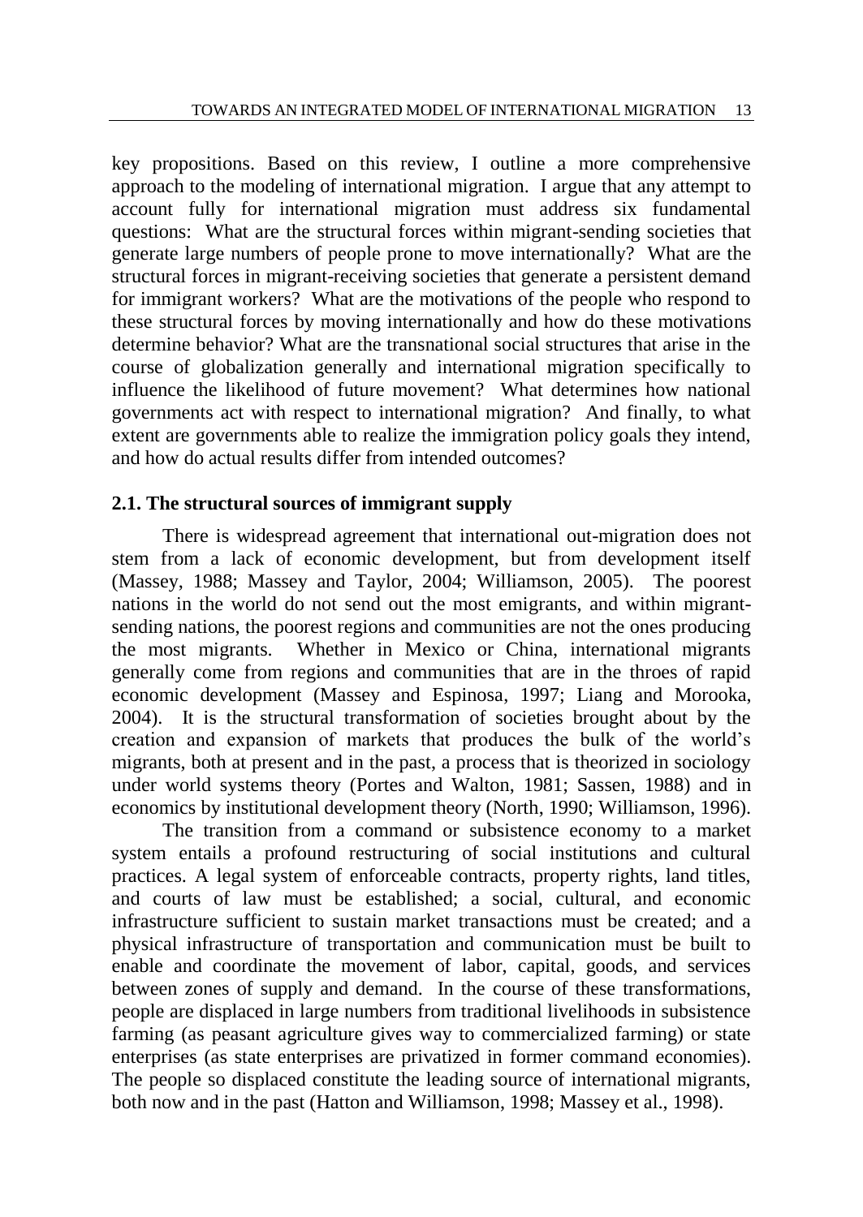key propositions. Based on this review, I outline a more comprehensive approach to the modeling of international migration. I argue that any attempt to account fully for international migration must address six fundamental questions: What are the structural forces within migrant-sending societies that generate large numbers of people prone to move internationally? What are the structural forces in migrant-receiving societies that generate a persistent demand for immigrant workers? What are the motivations of the people who respond to these structural forces by moving internationally and how do these motivations determine behavior? What are the transnational social structures that arise in the course of globalization generally and international migration specifically to influence the likelihood of future movement? What determines how national governments act with respect to international migration? And finally, to what extent are governments able to realize the immigration policy goals they intend, and how do actual results differ from intended outcomes?

## 2.1. The structural sources of immigrant supply

There is widespread agreement that international out-migration does not stem from a lack of economic development, but from development itself (Massey, 1988; Massey and Taylor, 2004; Williamson, 2005). The poorest nations in the world do not send out the most emigrants, and within migrant-sending nations, the poorest regions and communities are not the ones producing the most migrants. Whether in Mexico or China, international migrants generally come from regions and communities that are in the throes of rapid economic development (Massey and Espinosa, 1997; Liang and Morooka, 2004). It is the structural transformation of societies brought about by the creation and expansion of markets that produces the bulk of the world's migrants, both at present and in the past, a process that is theorized in sociology under world systems theory (Portes and Walton, 1981; Sassen, 1988) and in economics by institutional development theory (North, 1990; Williamson, 1996).

The transition from a command or subsistence economy to a market system entails a profound restructuring of social institutions and cultural practices. A legal system of enforceable contracts, property rights, land titles, and courts of law must be established; a social, cultural, and economic infrastructure sufficient to sustain market transactions must be created; and a physical infrastructure of transportation and communication must be built to enable and coordinate the movement of labor, capital, goods, and services between zones of supply and demand. In the course of these transformations, people are displaced in large numbers from traditional livelihoods in subsistence farming (as peasant agriculture gives way to commercialized farming) or state enterprises (as state enterprises are privatized in former command economies). The people so displaced constitute the leading source of international migrants, both now and in the past (Hatton and Williamson, 1998; Massey et al., 1998).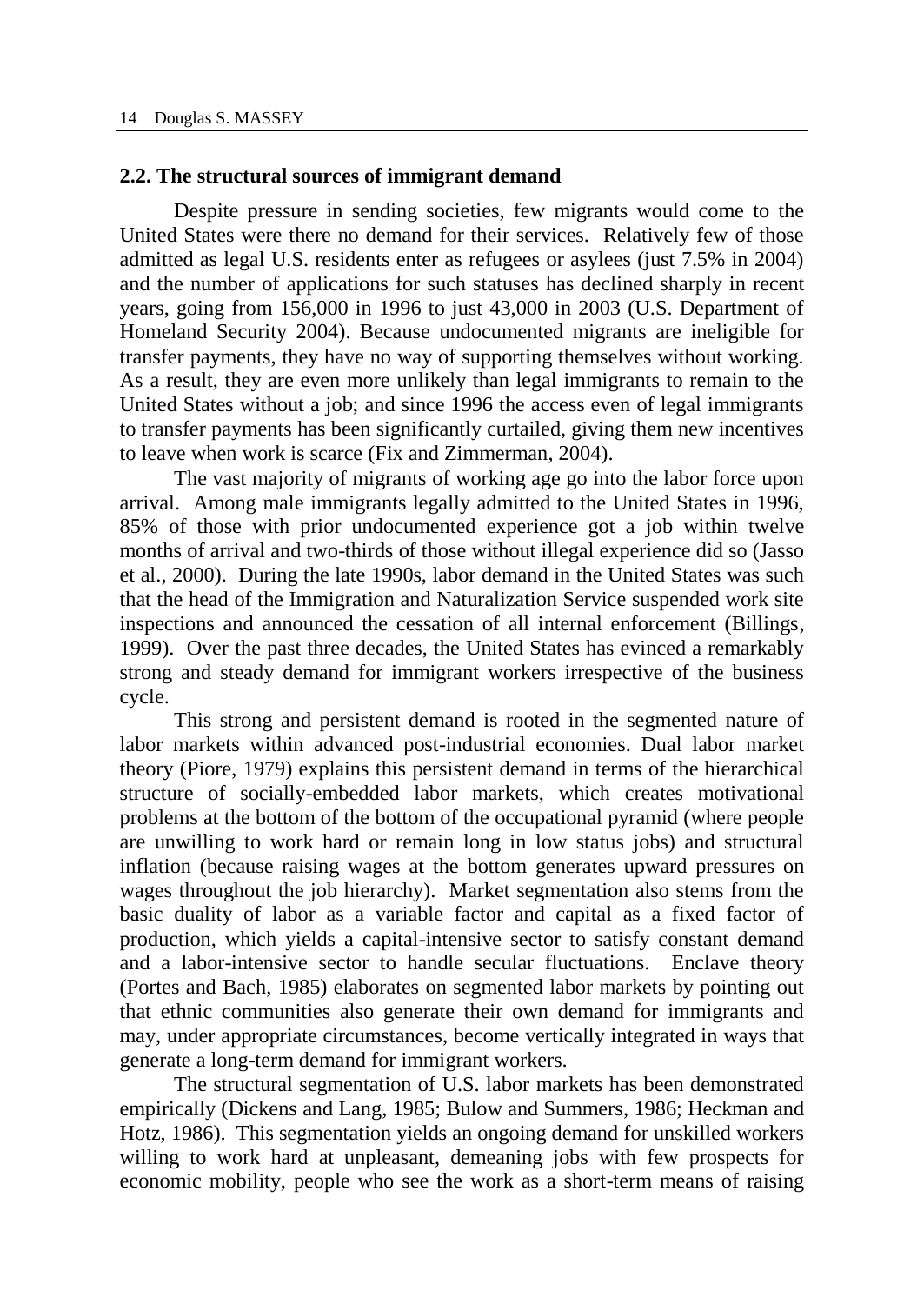## 2.2. The structural sources of immigrant demand

Despite pressure in sending societies, few migrants would come to the United States were there no demand for their services. Relatively few of those admitted as legal U.S. residents enter as refugees or asylees (just 7.5% in 2004) and the number of applications for such statuses has declined sharply in recent years, going from 156,000 in 1996 to just 43,000 in 2003 (U.S. Department of Homeland Security 2004). Because undocumented migrants are ineligible for transfer payments, they have no way of supporting themselves without working. As a result, they are even more unlikely than legal immigrants to remain to the United States without a job; and since 1996 the access even of legal immigrants to transfer payments has been significantly curtailed, giving them new incentives to leave when work is scarce (Fix and Zimmerman, 2004).

The vast majority of migrants of working age go into the labor force upon arrival. Among male immigrants legally admitted to the United States in 1996, 85% of those with prior undocumented experience got a job within twelve months of arrival and two-thirds of those without illegal experience did so (Jasso et al., 2000). During the late 1990s, labor demand in the United States was such that the head of the Immigration and Naturalization Service suspended work site inspections and announced the cessation of all internal enforcement (Billings, 1999). Over the past three decades, the United States has evinced a remarkably strong and steady demand for immigrant workers irrespective of the business cycle.

This strong and persistent demand is rooted in the segmented nature of labor markets within advanced post-industrial economies. Dual labor market theory (Piore, 1979) explains this persistent demand in terms of the hierarchical structure of socially-embedded labor markets, which creates motivational problems at the bottom of the bottom of the occupational pyramid (where people are unwilling to work hard or remain long in low status jobs) and structural inflation (because raising wages at the bottom generates upward pressures on wages throughout the job hierarchy). Market segmentation also stems from the basic duality of labor as a variable factor and capital as a fixed factor of production, which yields a capital-intensive sector to satisfy constant demand and a labor-intensive sector to handle secular fluctuations. Enclave theory (Portes and Bach, 1985) elaborates on segmented labor markets by pointing out that ethnic communities also generate their own demand for immigrants and may, under appropriate circumstances, become vertically integrated in ways that generate a long-term demand for immigrant workers.

The structural segmentation of U.S. labor markets has been demonstrated empirically (Dickens and Lang, 1985; Bulow and Summers, 1986; Heckman and Hotz, 1986). This segmentation yields an ongoing demand for unskilled workers willing to work hard at unpleasant, demeaning jobs with few prospects for economic mobility, people who see the work as a short-term means of raising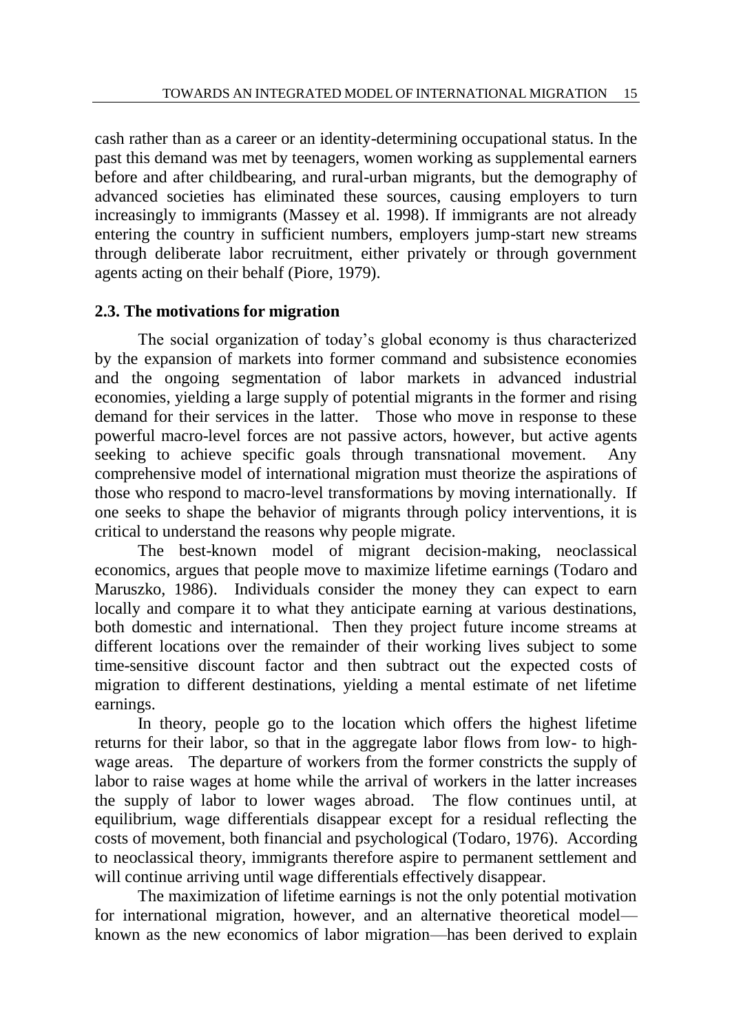cash rather than as a career or an identity-determining occupational status. In the past this demand was met by teenagers, women working as supplemental earners before and after childbearing, and rural-urban migrants, but the demography of advanced societies has eliminated these sources, causing employers to turn increasingly to immigrants (Massey et al. 1998). If immigrants are not already entering the country in sufficient numbers, employers jump-start new streams through deliberate labor recruitment, either privately or through government agents acting on their behalf (Piore, 1979).

### 2.3. The motivations for migration

The social organization of today's global economy is thus characterized by the expansion of markets into former command and subsistence economies and the ongoing segmentation of labor markets in advanced industrial economies, yielding a large supply of potential migrants in the former and rising demand for their services in the latter. Those who move in response to these powerful macro-level forces are not passive actors, however, but active agents seeking to achieve specific goals through transnational movement. Any comprehensive model of international migration must theorize the aspirations of those who respond to macro-level transformations by moving internationally. If one seeks to shape the behavior of migrants through policy interventions, it is critical to understand the reasons why people migrate.

The best-known model of migrant decision-making, neoclassical economics, argues that people move to maximize lifetime earnings (Todaro and Maruszko, 1986). Individuals consider the money they can expect to earn locally and compare it to what they anticipate earning at various destinations, both domestic and international. Then they project future income streams at different locations over the remainder of their working lives subject to some time-sensitive discount factor and then subtract out the expected costs of migration to different destinations, yielding a mental estimate of net lifetime earnings.

In theory, people go to the location which offers the highest lifetime returns for their labor, so that in the aggregate labor flows from low- to high-wage areas. The departure of workers from the former constricts the supply of labor to raise wages at home while the arrival of workers in the latter increases the supply of labor to lower wages abroad. The flow continues until, at equilibrium, wage differentials disappear except for a residual reflecting the costs of movement, both financial and psychological (Todaro, 1976). According to neoclassical theory, immigrants therefore aspire to permanent settlement and will continue arriving until wage differentials effectively disappear.

The maximization of lifetime earnings is not the only potential motivation for international migration, however, and an alternative theoretical model—known as the new economics of labor migration—has been derived to explain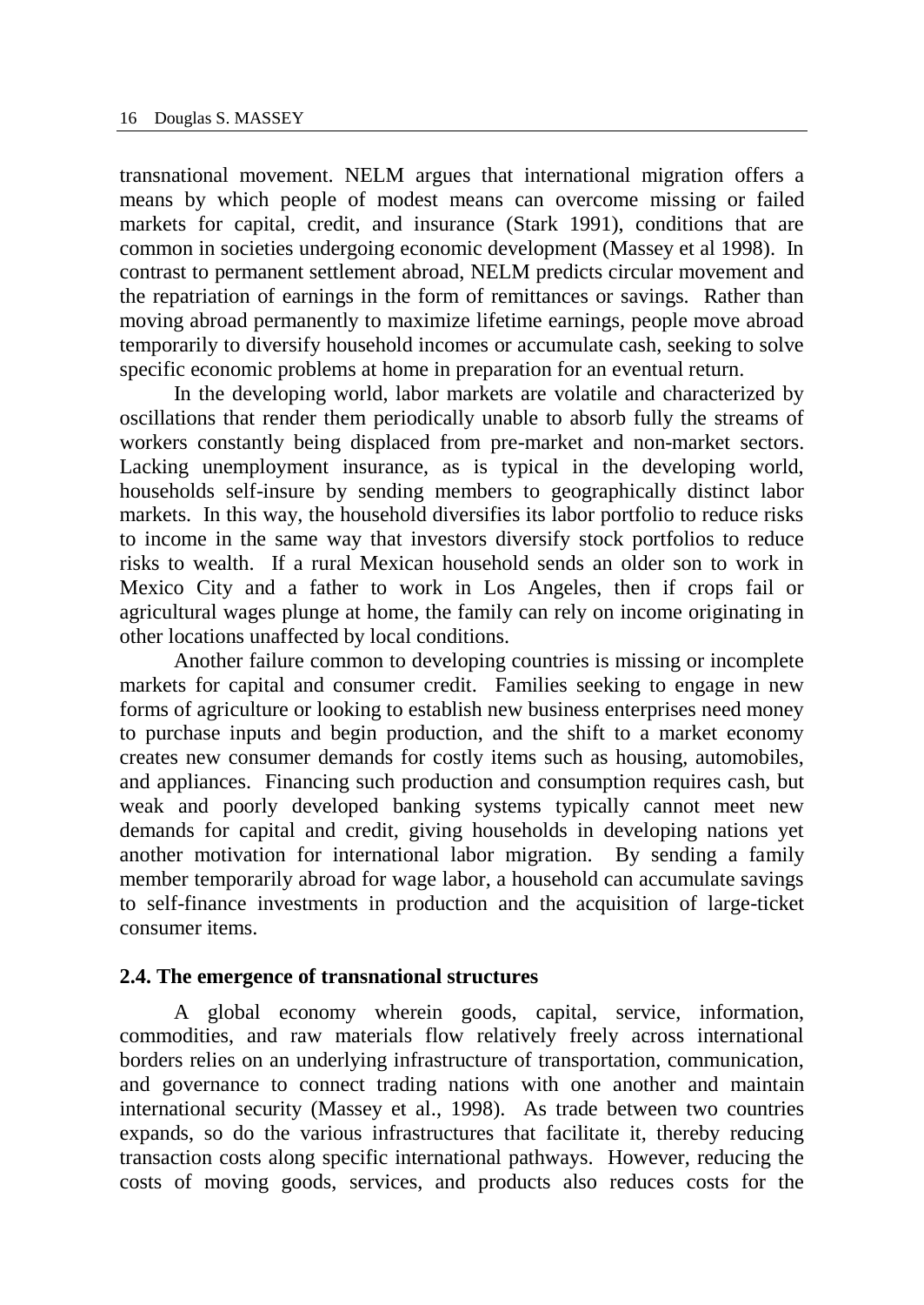transnational movement. NELM argues that international migration offers a means by which people of modest means can overcome missing or failed markets for capital, credit, and insurance (Stark 1991), conditions that are common in societies undergoing economic development (Massey et al 1998). In contrast to permanent settlement abroad, NELM predicts circular movement and the repatriation of earnings in the form of remittances or savings. Rather than moving abroad permanently to maximize lifetime earnings, people move abroad temporarily to diversify household incomes or accumulate cash, seeking to solve specific economic problems at home in preparation for an eventual return.

In the developing world, labor markets are volatile and characterized by oscillations that render them periodically unable to absorb fully the streams of workers constantly being displaced from pre-market and non-market sectors. Lacking unemployment insurance, as is typical in the developing world, households self-insure by sending members to geographically distinct labor markets. In this way, the household diversifies its labor portfolio to reduce risks to income in the same way that investors diversify stock portfolios to reduce risks to wealth. If a rural Mexican household sends an older son to work in Mexico City and a father to work in Los Angeles, then if crops fail or agricultural wages plunge at home, the family can rely on income originating in other locations unaffected by local conditions.

Another failure common to developing countries is missing or incomplete markets for capital and consumer credit. Families seeking to engage in new forms of agriculture or looking to establish new business enterprises need money to purchase inputs and begin production, and the shift to a market economy creates new consumer demands for costly items such as housing, automobiles, and appliances. Financing such production and consumption requires cash, but weak and poorly developed banking systems typically cannot meet new demands for capital and credit, giving households in developing nations yet another motivation for international labor migration. By sending a family member temporarily abroad for wage labor, a household can accumulate savings to self-finance investments in production and the acquisition of large-ticket consumer items.

### 2.4. The emergence of transnational structures

A global economy wherein goods, capital, service, information, commodities, and raw materials flow relatively freely across international borders relies on an underlying infrastructure of transportation, communication, and governance to connect trading nations with one another and maintain international security (Massey et al., 1998). As trade between two countries expands, so do the various infrastructures that facilitate it, thereby reducing transaction costs along specific international pathways. However, reducing the costs of moving goods, services, and products also reduces costs for the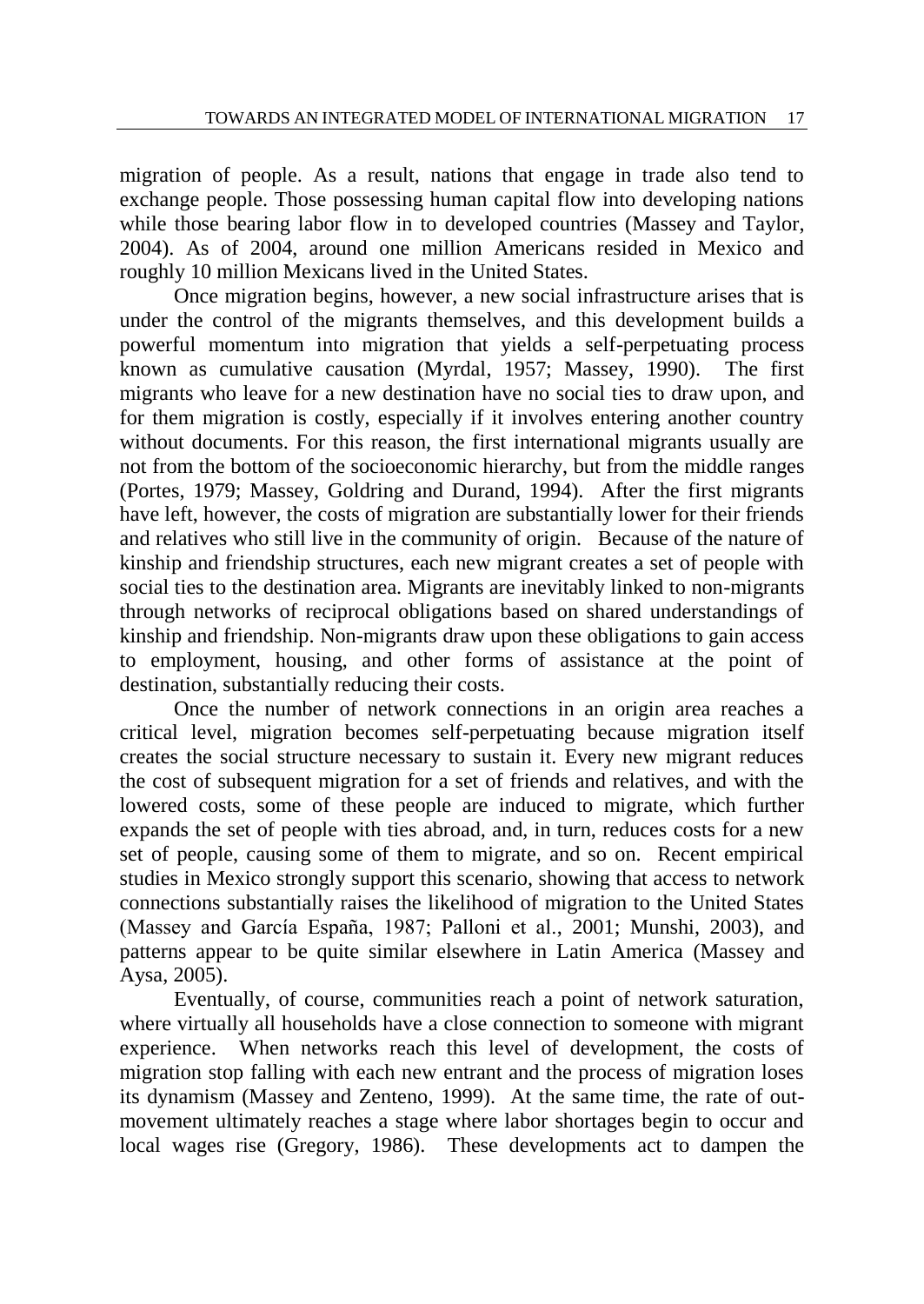migration of people. As a result, nations that engage in trade also tend to exchange people. Those possessing human capital flow into developing nations while those bearing labor flow in to developed countries (Massey and Taylor, 2004). As of 2004, around one million Americans resided in Mexico and roughly 10 million Mexicans lived in the United States.

Once migration begins, however, a new social infrastructure arises that is under the control of the migrants themselves, and this development builds a powerful momentum into migration that yields a self-perpetuating process known as cumulative causation (Myrdal, 1957; Massey, 1990). The first migrants who leave for a new destination have no social ties to draw upon, and for them migration is costly, especially if it involves entering another country without documents. For this reason, the first international migrants usually are not from the bottom of the socioeconomic hierarchy, but from the middle ranges (Portes, 1979; Massey, Goldring and Durand, 1994). After the first migrants have left, however, the costs of migration are substantially lower for their friends and relatives who still live in the community of origin. Because of the nature of kinship and friendship structures, each new migrant creates a set of people with social ties to the destination area. Migrants are inevitably linked to non-migrants through networks of reciprocal obligations based on shared understandings of kinship and friendship. Non-migrants draw upon these obligations to gain access to employment, housing, and other forms of assistance at the point of destination, substantially reducing their costs.

Once the number of network connections in an origin area reaches a critical level, migration becomes self-perpetuating because migration itself creates the social structure necessary to sustain it. Every new migrant reduces the cost of subsequent migration for a set of friends and relatives, and with the lowered costs, some of these people are induced to migrate, which further expands the set of people with ties abroad, and, in turn, reduces costs for a new set of people, causing some of them to migrate, and so on. Recent empirical studies in Mexico strongly support this scenario, showing that access to network connections substantially raises the likelihood of migration to the United States (Massey and García España, 1987; Palloni et al., 2001; Munshi, 2003), and patterns appear to be quite similar elsewhere in Latin America (Massey and Aysa, 2005).

Eventually, of course, communities reach a point of network saturation, where virtually all households have a close connection to someone with migrant experience. When networks reach this level of development, the costs of migration stop falling with each new entrant and the process of migration loses its dynamism (Massey and Zenteno, 1999). At the same time, the rate of out-movement ultimately reaches a stage where labor shortages begin to occur and local wages rise (Gregory, 1986). These developments act to dampen the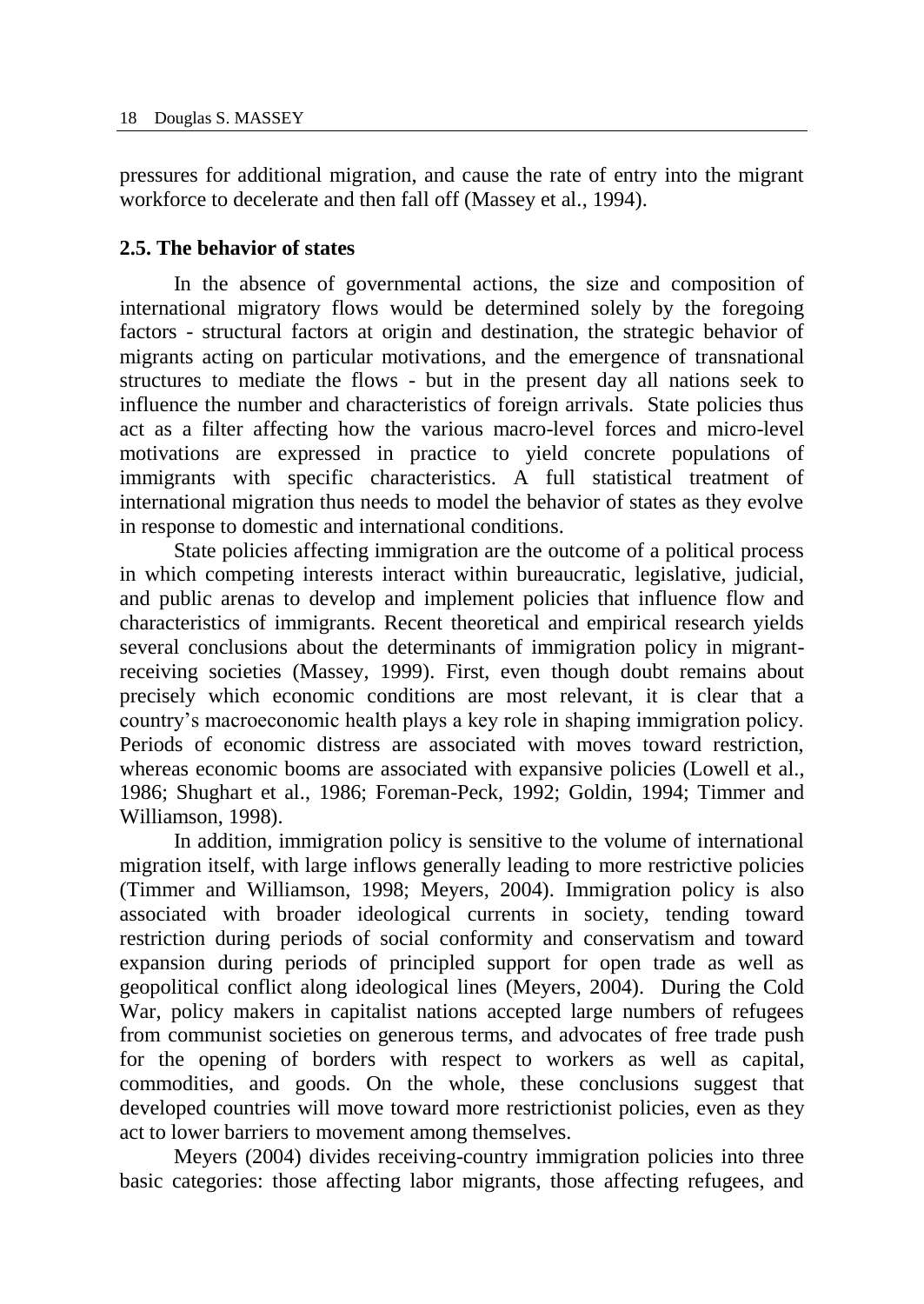pressures for additional migration, and cause the rate of entry into the migrant workforce to decelerate and then fall off (Massey et al., 1994).

## 2.5. The behavior of states

In the absence of governmental actions, the size and composition of international migratory flows would be determined solely by the foregoing factors - structural factors at origin and destination, the strategic behavior of migrants acting on particular motivations, and the emergence of transnational structures to mediate the flows - but in the present day all nations seek to influence the number and characteristics of foreign arrivals. State policies thus act as a filter affecting how the various macro-level forces and micro-level motivations are expressed in practice to yield concrete populations of immigrants with specific characteristics. A full statistical treatment of international migration thus needs to model the behavior of states as they evolve in response to domestic and international conditions.

State policies affecting immigration are the outcome of a political process in which competing interests interact within bureaucratic, legislative, judicial, and public arenas to develop and implement policies that influence flow and characteristics of immigrants. Recent theoretical and empirical research yields several conclusions about the determinants of immigration policy in migrant-receiving societies (Massey, 1999). First, even though doubt remains about precisely which economic conditions are most relevant, it is clear that a country's macroeconomic health plays a key role in shaping immigration policy. Periods of economic distress are associated with moves toward restriction, whereas economic booms are associated with expansive policies (Lowell et al., 1986; Shughart et al., 1986; Foreman-Peck, 1992; Goldin, 1994; Timmer and Williamson, 1998).

In addition, immigration policy is sensitive to the volume of international migration itself, with large inflows generally leading to more restrictive policies (Timmer and Williamson, 1998; Meyers, 2004). Immigration policy is also associated with broader ideological currents in society, tending toward restriction during periods of social conformity and conservatism and toward expansion during periods of principled support for open trade as well as geopolitical conflict along ideological lines (Meyers, 2004). During the Cold War, policy makers in capitalist nations accepted large numbers of refugees from communist societies on generous terms, and advocates of free trade push for the opening of borders with respect to workers as well as capital, commodities, and goods. On the whole, these conclusions suggest that developed countries will move toward more restrictionist policies, even as they act to lower barriers to movement among themselves.

Meyers (2004) divides receiving-country immigration policies into three basic categories: those affecting labor migrants, those affecting refugees, and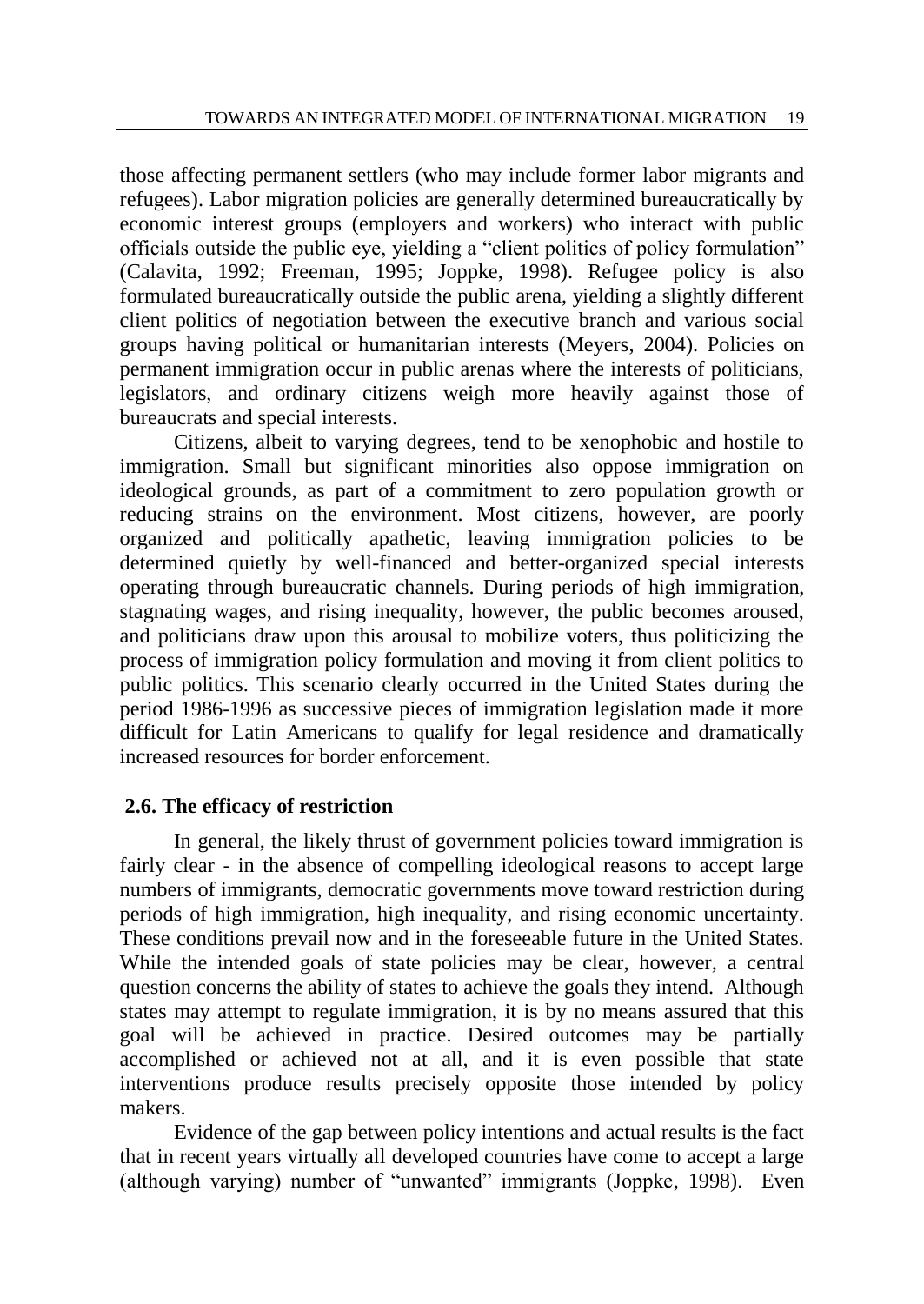those affecting permanent settlers (who may include former labor migrants and refugees). Labor migration policies are generally determined bureaucratically by economic interest groups (employers and workers) who interact with public officials outside the public eye, yielding a "client politics of policy formulation" (Calavita, 1992; Freeman, 1995; Joppke, 1998). Refugee policy is also formulated bureaucratically outside the public arena, yielding a slightly different client politics of negotiation between the executive branch and various social groups having political or humanitarian interests (Meyers, 2004). Policies on permanent immigration occur in public arenas where the interests of politicians, legislators, and ordinary citizens weigh more heavily against those of bureaucrats and special interests.

Citizens, albeit to varying degrees, tend to be xenophobic and hostile to immigration. Small but significant minorities also oppose immigration on ideological grounds, as part of a commitment to zero population growth or reducing strains on the environment. Most citizens, however, are poorly organized and politically apathetic, leaving immigration policies to be determined quietly by well-financed and better-organized special interests operating through bureaucratic channels. During periods of high immigration, stagnating wages, and rising inequality, however, the public becomes aroused, and politicians draw upon this arousal to mobilize voters, thus politicizing the process of immigration policy formulation and moving it from client politics to public politics. This scenario clearly occurred in the United States during the period 1986-1996 as successive pieces of immigration legislation made it more difficult for Latin Americans to qualify for legal residence and dramatically increased resources for border enforcement.

## 2.6. The efficacy of restriction

In general, the likely thrust of government policies toward immigration is fairly clear - in the absence of compelling ideological reasons to accept large numbers of immigrants, democratic governments move toward restriction during periods of high immigration, high inequality, and rising economic uncertainty. These conditions prevail now and in the foreseeable future in the United States. While the intended goals of state policies may be clear, however, a central question concerns the ability of states to achieve the goals they intend. Although states may attempt to regulate immigration, it is by no means assured that this goal will be achieved in practice. Desired outcomes may be partially accomplished or achieved not at all, and it is even possible that state interventions produce results precisely opposite those intended by policy makers.

Evidence of the gap between policy intentions and actual results is the fact that in recent years virtually all developed countries have come to accept a large (although varying) number of "unwanted" immigrants (Joppke, 1998). Even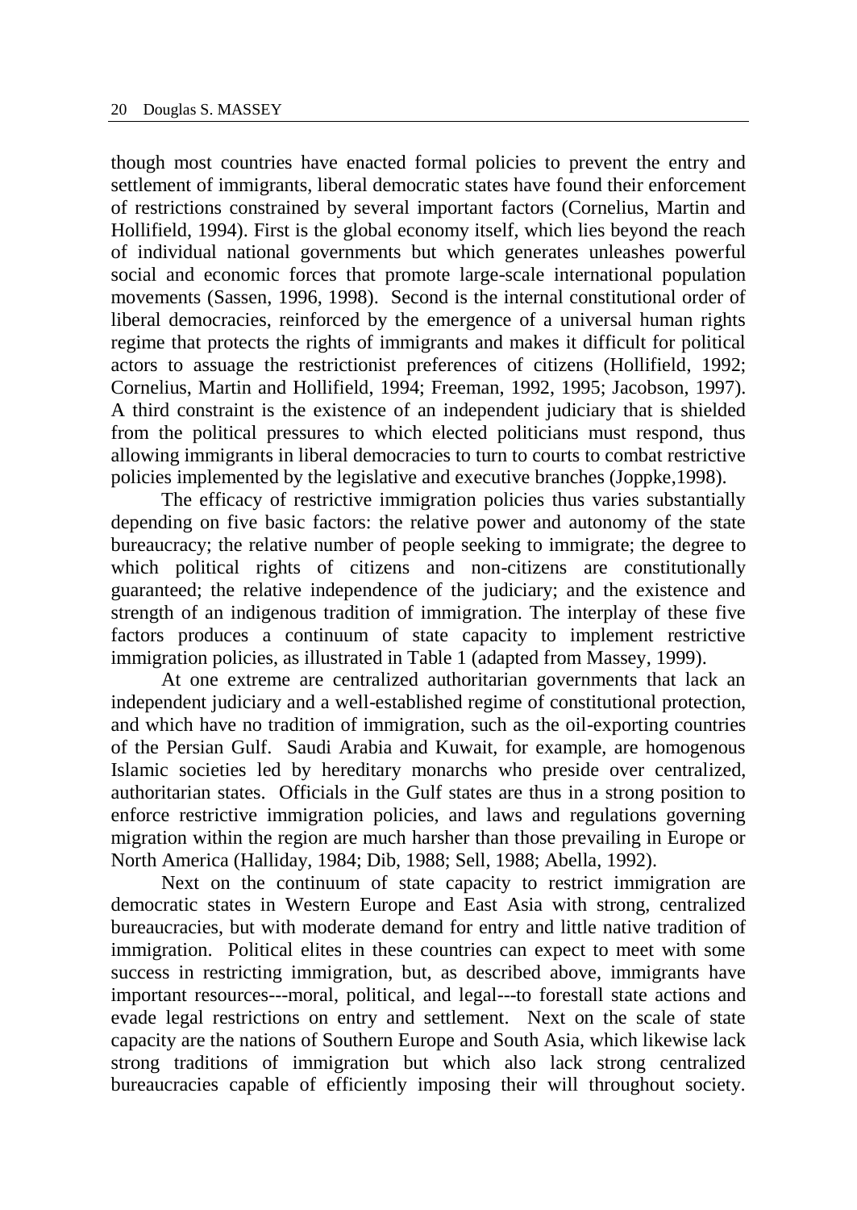though most countries have enacted formal policies to prevent the entry and settlement of immigrants, liberal democratic states have found their enforcement of restrictions constrained by several important factors (Cornelius, Martin and Hollifield, 1994). First is the global economy itself, which lies beyond the reach of individual national governments but which generates unleashes powerful social and economic forces that promote large-scale international population movements (Sassen, 1996, 1998). Second is the internal constitutional order of liberal democracies, reinforced by the emergence of a universal human rights regime that protects the rights of immigrants and makes it difficult for political actors to assuage the restrictionist preferences of citizens (Hollifield, 1992; Cornelius, Martin and Hollifield, 1994; Freeman, 1992, 1995; Jacobson, 1997). A third constraint is the existence of an independent judiciary that is shielded from the political pressures to which elected politicians must respond, thus allowing immigrants in liberal democracies to turn to courts to combat restrictive policies implemented by the legislative and executive branches (Joppke,1998).

The efficacy of restrictive immigration policies thus varies substantially depending on five basic factors: the relative power and autonomy of the state bureaucracy; the relative number of people seeking to immigrate; the degree to which political rights of citizens and non-citizens are constitutionally guaranteed; the relative independence of the judiciary; and the existence and strength of an indigenous tradition of immigration. The interplay of these five factors produces a continuum of state capacity to implement restrictive immigration policies, as illustrated in Table 1 (adapted from Massey, 1999).

At one extreme are centralized authoritarian governments that lack an independent judiciary and a well-established regime of constitutional protection, and which have no tradition of immigration, such as the oil-exporting countries of the Persian Gulf. Saudi Arabia and Kuwait, for example, are homogenous Islamic societies led by hereditary monarchs who preside over centralized, authoritarian states. Officials in the Gulf states are thus in a strong position to enforce restrictive immigration policies, and laws and regulations governing migration within the region are much harsher than those prevailing in Europe or North America (Halliday, 1984; Dib, 1988; Sell, 1988; Abella, 1992).

Next on the continuum of state capacity to restrict immigration are democratic states in Western Europe and East Asia with strong, centralized bureaucracies, but with moderate demand for entry and little native tradition of immigration. Political elites in these countries can expect to meet with some success in restricting immigration, but, as described above, immigrants have important resources---moral, political, and legal---to forestall state actions and evade legal restrictions on entry and settlement. Next on the scale of state capacity are the nations of Southern Europe and South Asia, which likewise lack strong traditions of immigration but which also lack strong centralized bureaucracies capable of efficiently imposing their will throughout society.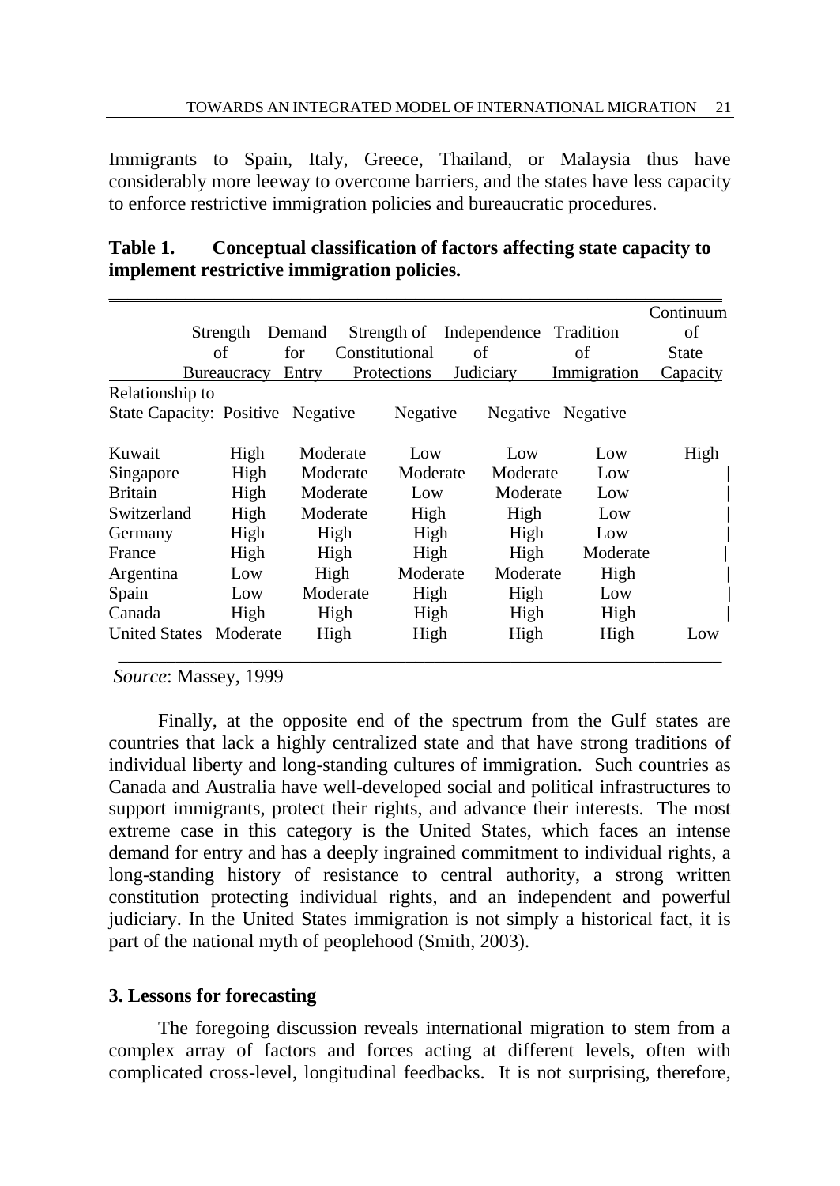Immigrants to Spain, Italy, Greece, Thailand, or Malaysia thus have considerably more leeway to overcome barriers, and the states have less capacity to enforce restrictive immigration policies and bureaucratic procedures.

**Table 1. Conceptual classification of factors affecting state capacity to implement restrictive immigration policies.**

| | Strength of Bureaucracy | Demand for Entry | Strength of Constitutional Protections | Independence of Judiciary | Tradition of Immigration | Continuum of State Capacity |
|---|---|---|---|---|---|---|
| Relationship to State Capacity: | Positive | Negative | Negative | Negative | Negative | |
| Kuwait | High | Moderate | Low | Low | Low | High |
| Singapore | High | Moderate | Moderate | Moderate | Low | \| |
| Britain | High | Moderate | Low | Moderate | Low | \| |
| Switzerland | High | Moderate | High | High | Low | \| |
| Germany | High | High | High | High | Low | \| |
| France | High | High | High | High | Moderate | \| |
| Argentina | Low | High | Moderate | Moderate | High | \| |
| Spain | Low | Moderate | High | High | Low | \| |
| Canada | High | High | High | High | High | \| |
| United States | Moderate | High | High | High | High | Low |

*Source*: Massey, 1999

Finally, at the opposite end of the spectrum from the Gulf states are countries that lack a highly centralized state and that have strong traditions of individual liberty and long-standing cultures of immigration. Such countries as Canada and Australia have well-developed social and political infrastructures to support immigrants, protect their rights, and advance their interests. The most extreme case in this category is the United States, which faces an intense demand for entry and has a deeply ingrained commitment to individual rights, a long-standing history of resistance to central authority, a strong written constitution protecting individual rights, and an independent and powerful judiciary. In the United States immigration is not simply a historical fact, it is part of the national myth of peoplehood (Smith, 2003).

## 3. Lessons for forecasting

The foregoing discussion reveals international migration to stem from a complex array of factors and forces acting at different levels, often with complicated cross-level, longitudinal feedbacks. It is not surprising, therefore,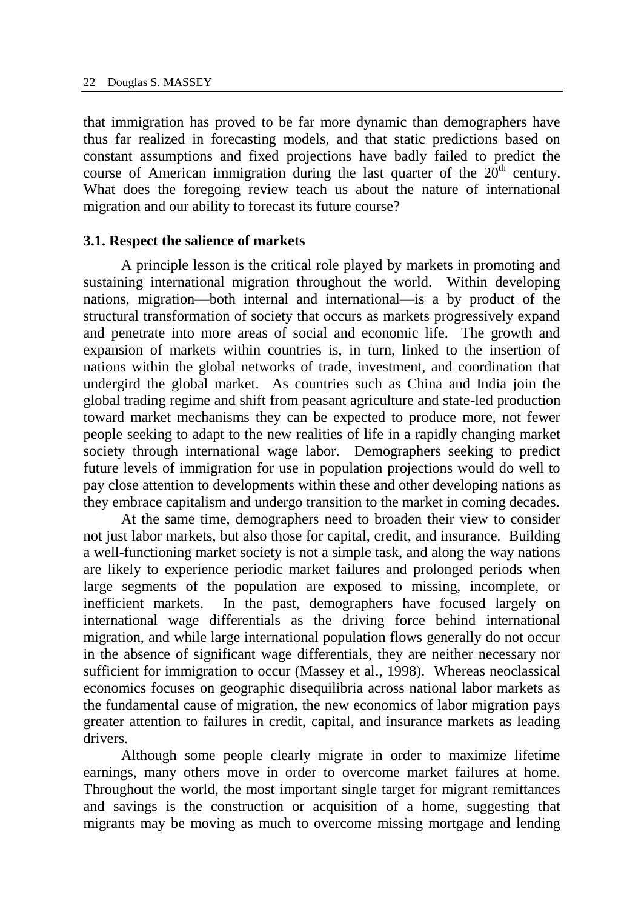that immigration has proved to be far more dynamic than demographers have thus far realized in forecasting models, and that static predictions based on constant assumptions and fixed projections have badly failed to predict the course of American immigration during the last quarter of the $20^{th}$ century. What does the foregoing review teach us about the nature of international migration and our ability to forecast its future course?

### 3.1. Respect the salience of markets

A principle lesson is the critical role played by markets in promoting and sustaining international migration throughout the world. Within developing nations, migration—both internal and international—is a by product of the structural transformation of society that occurs as markets progressively expand and penetrate into more areas of social and economic life. The growth and expansion of markets within countries is, in turn, linked to the insertion of nations within the global networks of trade, investment, and coordination that undergird the global market. As countries such as China and India join the global trading regime and shift from peasant agriculture and state-led production toward market mechanisms they can be expected to produce more, not fewer people seeking to adapt to the new realities of life in a rapidly changing market society through international wage labor. Demographers seeking to predict future levels of immigration for use in population projections would do well to pay close attention to developments within these and other developing nations as they embrace capitalism and undergo transition to the market in coming decades.

At the same time, demographers need to broaden their view to consider not just labor markets, but also those for capital, credit, and insurance. Building a well-functioning market society is not a simple task, and along the way nations are likely to experience periodic market failures and prolonged periods when large segments of the population are exposed to missing, incomplete, or inefficient markets. In the past, demographers have focused largely on international wage differentials as the driving force behind international migration, and while large international population flows generally do not occur in the absence of significant wage differentials, they are neither necessary nor sufficient for immigration to occur (Massey et al., 1998). Whereas neoclassical economics focuses on geographic disequilibria across national labor markets as the fundamental cause of migration, the new economics of labor migration pays greater attention to failures in credit, capital, and insurance markets as leading drivers.

Although some people clearly migrate in order to maximize lifetime earnings, many others move in order to overcome market failures at home. Throughout the world, the most important single target for migrant remittances and savings is the construction or acquisition of a home, suggesting that migrants may be moving as much to overcome missing mortgage and lending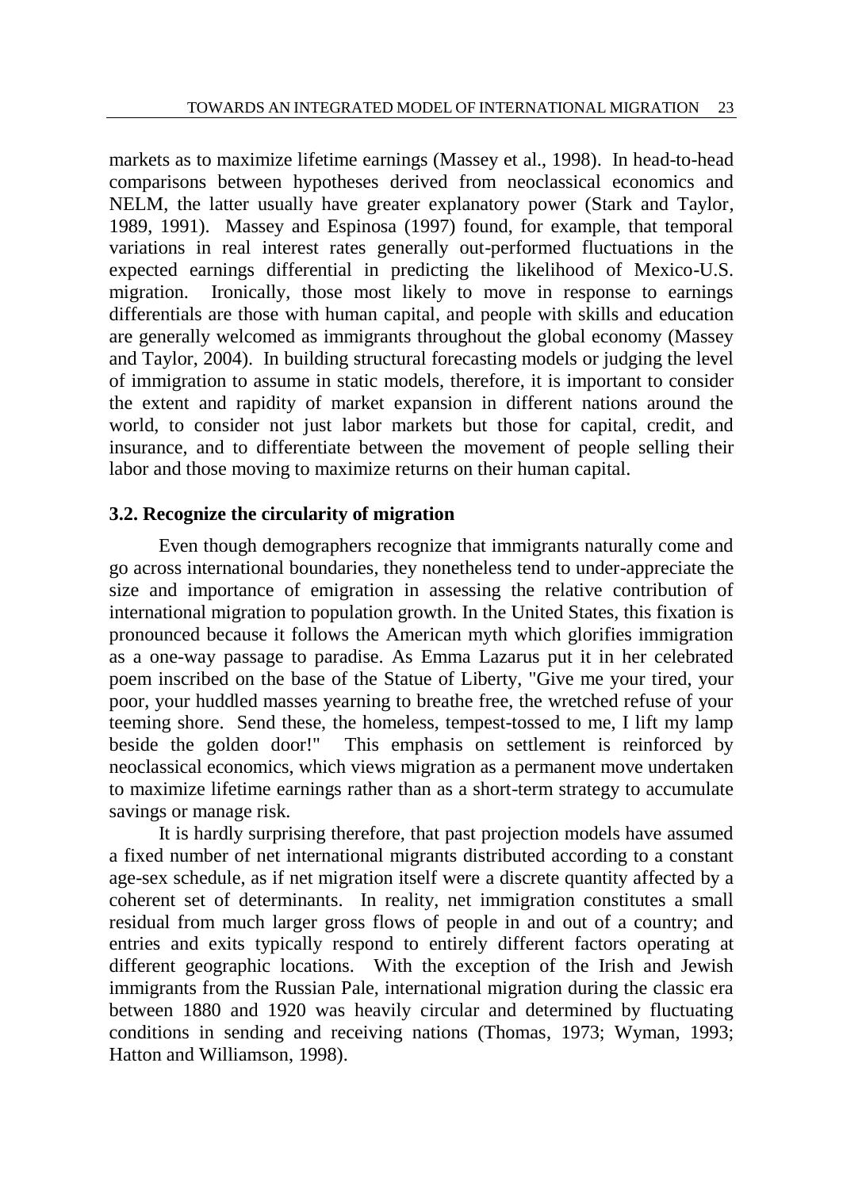markets as to maximize lifetime earnings (Massey et al., 1998). In head-to-head comparisons between hypotheses derived from neoclassical economics and NELM, the latter usually have greater explanatory power (Stark and Taylor, 1989, 1991). Massey and Espinosa (1997) found, for example, that temporal variations in real interest rates generally out-performed fluctuations in the expected earnings differential in predicting the likelihood of Mexico-U.S. migration. Ironically, those most likely to move in response to earnings differentials are those with human capital, and people with skills and education are generally welcomed as immigrants throughout the global economy (Massey and Taylor, 2004). In building structural forecasting models or judging the level of immigration to assume in static models, therefore, it is important to consider the extent and rapidity of market expansion in different nations around the world, to consider not just labor markets but those for capital, credit, and insurance, and to differentiate between the movement of people selling their labor and those moving to maximize returns on their human capital.

### 3.2. Recognize the circularity of migration

Even though demographers recognize that immigrants naturally come and go across international boundaries, they nonetheless tend to under-appreciate the size and importance of emigration in assessing the relative contribution of international migration to population growth. In the United States, this fixation is pronounced because it follows the American myth which glorifies immigration as a one-way passage to paradise. As Emma Lazarus put it in her celebrated poem inscribed on the base of the Statue of Liberty, "Give me your tired, your poor, your huddled masses yearning to breathe free, the wretched refuse of your teeming shore. Send these, the homeless, tempest-tossed to me, I lift my lamp beside the golden door!" This emphasis on settlement is reinforced by neoclassical economics, which views migration as a permanent move undertaken to maximize lifetime earnings rather than as a short-term strategy to accumulate savings or manage risk.

It is hardly surprising therefore, that past projection models have assumed a fixed number of net international migrants distributed according to a constant age-sex schedule, as if net migration itself were a discrete quantity affected by a coherent set of determinants. In reality, net immigration constitutes a small residual from much larger gross flows of people in and out of a country; and entries and exits typically respond to entirely different factors operating at different geographic locations. With the exception of the Irish and Jewish immigrants from the Russian Pale, international migration during the classic era between 1880 and 1920 was heavily circular and determined by fluctuating conditions in sending and receiving nations (Thomas, 1973; Wyman, 1993; Hatton and Williamson, 1998).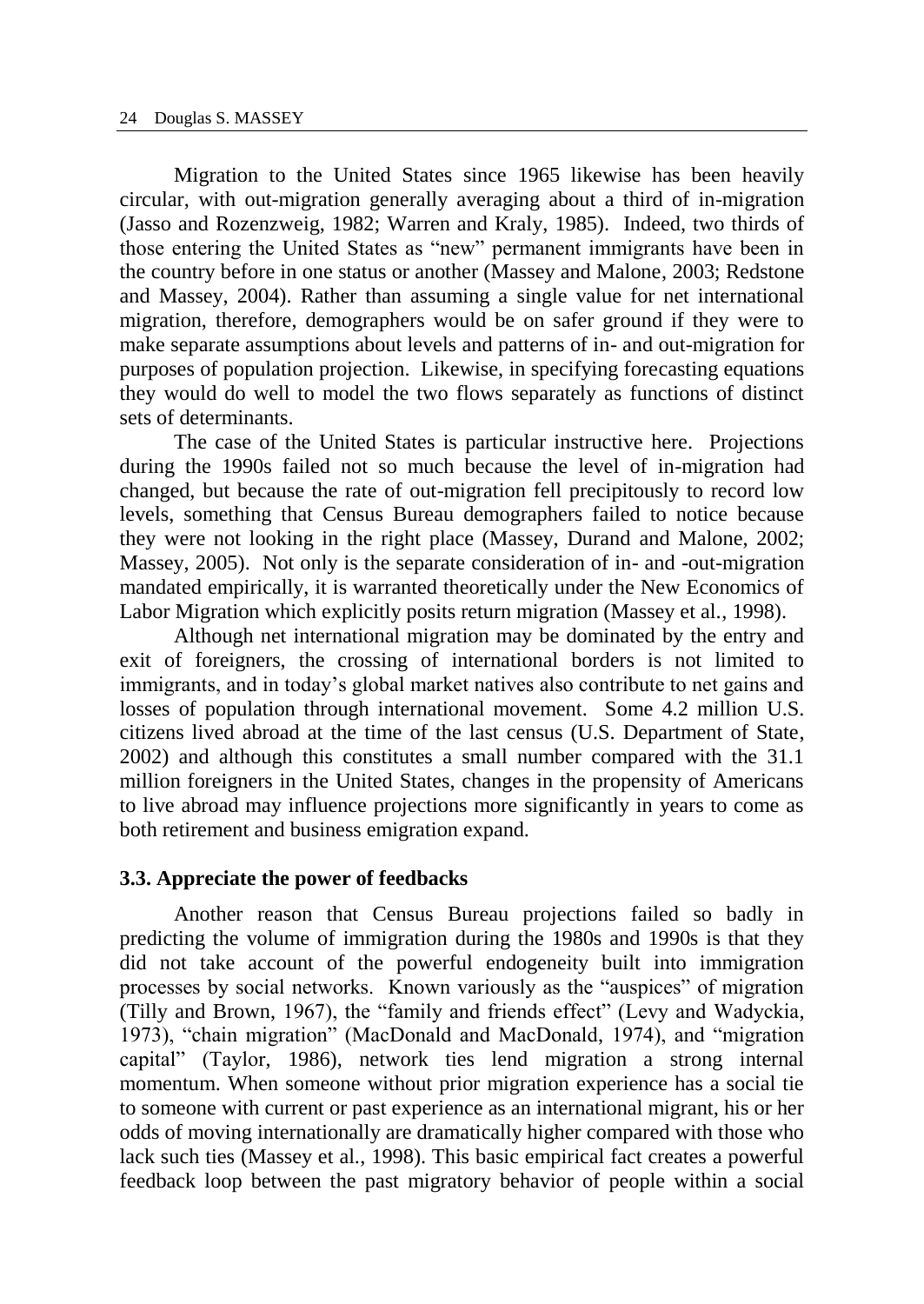Migration to the United States since 1965 likewise has been heavily circular, with out-migration generally averaging about a third of in-migration (Jasso and Rozenzweig, 1982; Warren and Kraly, 1985). Indeed, two thirds of those entering the United States as "new" permanent immigrants have been in the country before in one status or another (Massey and Malone, 2003; Redstone and Massey, 2004). Rather than assuming a single value for net international migration, therefore, demographers would be on safer ground if they were to make separate assumptions about levels and patterns of in- and out-migration for purposes of population projection. Likewise, in specifying forecasting equations they would do well to model the two flows separately as functions of distinct sets of determinants.

The case of the United States is particular instructive here. Projections during the 1990s failed not so much because the level of in-migration had changed, but because the rate of out-migration fell precipitously to record low levels, something that Census Bureau demographers failed to notice because they were not looking in the right place (Massey, Durand and Malone, 2002; Massey, 2005). Not only is the separate consideration of in- and -out-migration mandated empirically, it is warranted theoretically under the New Economics of Labor Migration which explicitly posits return migration (Massey et al., 1998).

Although net international migration may be dominated by the entry and exit of foreigners, the crossing of international borders is not limited to immigrants, and in today's global market natives also contribute to net gains and losses of population through international movement. Some 4.2 million U.S. citizens lived abroad at the time of the last census (U.S. Department of State, 2002) and although this constitutes a small number compared with the 31.1 million foreigners in the United States, changes in the propensity of Americans to live abroad may influence projections more significantly in years to come as both retirement and business emigration expand.

### 3.3. Appreciate the power of feedbacks

Another reason that Census Bureau projections failed so badly in predicting the volume of immigration during the 1980s and 1990s is that they did not take account of the powerful endogeneity built into immigration processes by social networks. Known variously as the "auspices" of migration (Tilly and Brown, 1967), the "family and friends effect" (Levy and Wadyckia, 1973), "chain migration" (MacDonald and MacDonald, 1974), and "migration capital" (Taylor, 1986), network ties lend migration a strong internal momentum. When someone without prior migration experience has a social tie to someone with current or past experience as an international migrant, his or her odds of moving internationally are dramatically higher compared with those who lack such ties (Massey et al., 1998). This basic empirical fact creates a powerful feedback loop between the past migratory behavior of people within a social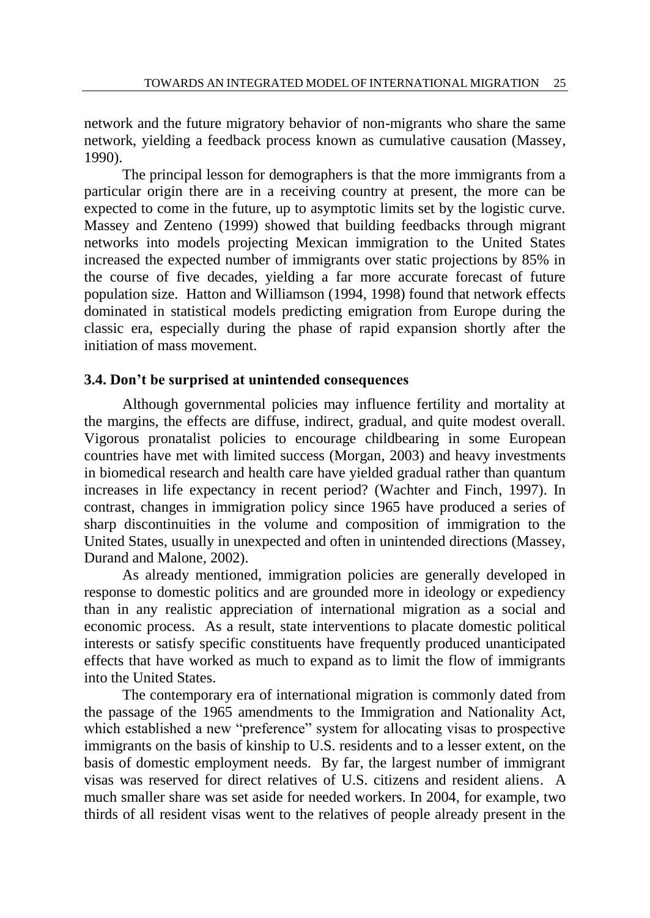network and the future migratory behavior of non-migrants who share the same network, yielding a feedback process known as cumulative causation (Massey, 1990).

The principal lesson for demographers is that the more immigrants from a particular origin there are in a receiving country at present, the more can be expected to come in the future, up to asymptotic limits set by the logistic curve. Massey and Zenteno (1999) showed that building feedbacks through migrant networks into models projecting Mexican immigration to the United States increased the expected number of immigrants over static projections by 85% in the course of five decades, yielding a far more accurate forecast of future population size. Hatton and Williamson (1994, 1998) found that network effects dominated in statistical models predicting emigration from Europe during the classic era, especially during the phase of rapid expansion shortly after the initiation of mass movement.

### 3.4. Don't be surprised at unintended consequences

Although governmental policies may influence fertility and mortality at the margins, the effects are diffuse, indirect, gradual, and quite modest overall. Vigorous pronatalist policies to encourage childbearing in some European countries have met with limited success (Morgan, 2003) and heavy investments in biomedical research and health care have yielded gradual rather than quantum increases in life expectancy in recent period? (Wachter and Finch, 1997). In contrast, changes in immigration policy since 1965 have produced a series of sharp discontinuities in the volume and composition of immigration to the United States, usually in unexpected and often in unintended directions (Massey, Durand and Malone, 2002).

As already mentioned, immigration policies are generally developed in response to domestic politics and are grounded more in ideology or expediency than in any realistic appreciation of international migration as a social and economic process. As a result, state interventions to placate domestic political interests or satisfy specific constituents have frequently produced unanticipated effects that have worked as much to expand as to limit the flow of immigrants into the United States.

The contemporary era of international migration is commonly dated from the passage of the 1965 amendments to the Immigration and Nationality Act, which established a new "preference" system for allocating visas to prospective immigrants on the basis of kinship to U.S. residents and to a lesser extent, on the basis of domestic employment needs. By far, the largest number of immigrant visas was reserved for direct relatives of U.S. citizens and resident aliens. A much smaller share was set aside for needed workers. In 2004, for example, two thirds of all resident visas went to the relatives of people already present in the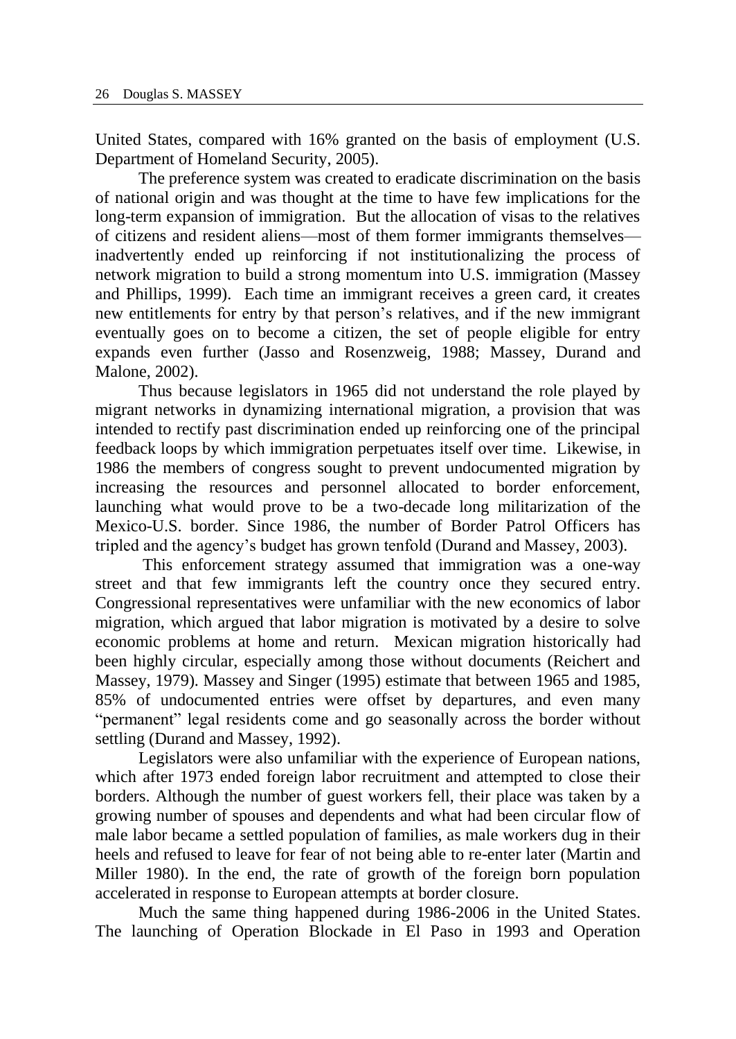United States, compared with 16% granted on the basis of employment (U.S. Department of Homeland Security, 2005).

The preference system was created to eradicate discrimination on the basis of national origin and was thought at the time to have few implications for the long-term expansion of immigration. But the allocation of visas to the relatives of citizens and resident aliens—most of them former immigrants themselves—inadvertently ended up reinforcing if not institutionalizing the process of network migration to build a strong momentum into U.S. immigration (Massey and Phillips, 1999). Each time an immigrant receives a green card, it creates new entitlements for entry by that person's relatives, and if the new immigrant eventually goes on to become a citizen, the set of people eligible for entry expands even further (Jasso and Rosenzweig, 1988; Massey, Durand and Malone, 2002).

Thus because legislators in 1965 did not understand the role played by migrant networks in dynamizing international migration, a provision that was intended to rectify past discrimination ended up reinforcing one of the principal feedback loops by which immigration perpetuates itself over time. Likewise, in 1986 the members of congress sought to prevent undocumented migration by increasing the resources and personnel allocated to border enforcement, launching what would prove to be a two-decade long militarization of the Mexico-U.S. border. Since 1986, the number of Border Patrol Officers has tripled and the agency's budget has grown tenfold (Durand and Massey, 2003).

This enforcement strategy assumed that immigration was a one-way street and that few immigrants left the country once they secured entry. Congressional representatives were unfamiliar with the new economics of labor migration, which argued that labor migration is motivated by a desire to solve economic problems at home and return. Mexican migration historically had been highly circular, especially among those without documents (Reichert and Massey, 1979). Massey and Singer (1995) estimate that between 1965 and 1985, 85% of undocumented entries were offset by departures, and even many "permanent" legal residents come and go seasonally across the border without settling (Durand and Massey, 1992).

Legislators were also unfamiliar with the experience of European nations, which after 1973 ended foreign labor recruitment and attempted to close their borders. Although the number of guest workers fell, their place was taken by a growing number of spouses and dependents and what had been circular flow of male labor became a settled population of families, as male workers dug in their heels and refused to leave for fear of not being able to re-enter later (Martin and Miller 1980). In the end, the rate of growth of the foreign born population accelerated in response to European attempts at border closure.

Much the same thing happened during 1986-2006 in the United States. The launching of Operation Blockade in El Paso in 1993 and Operation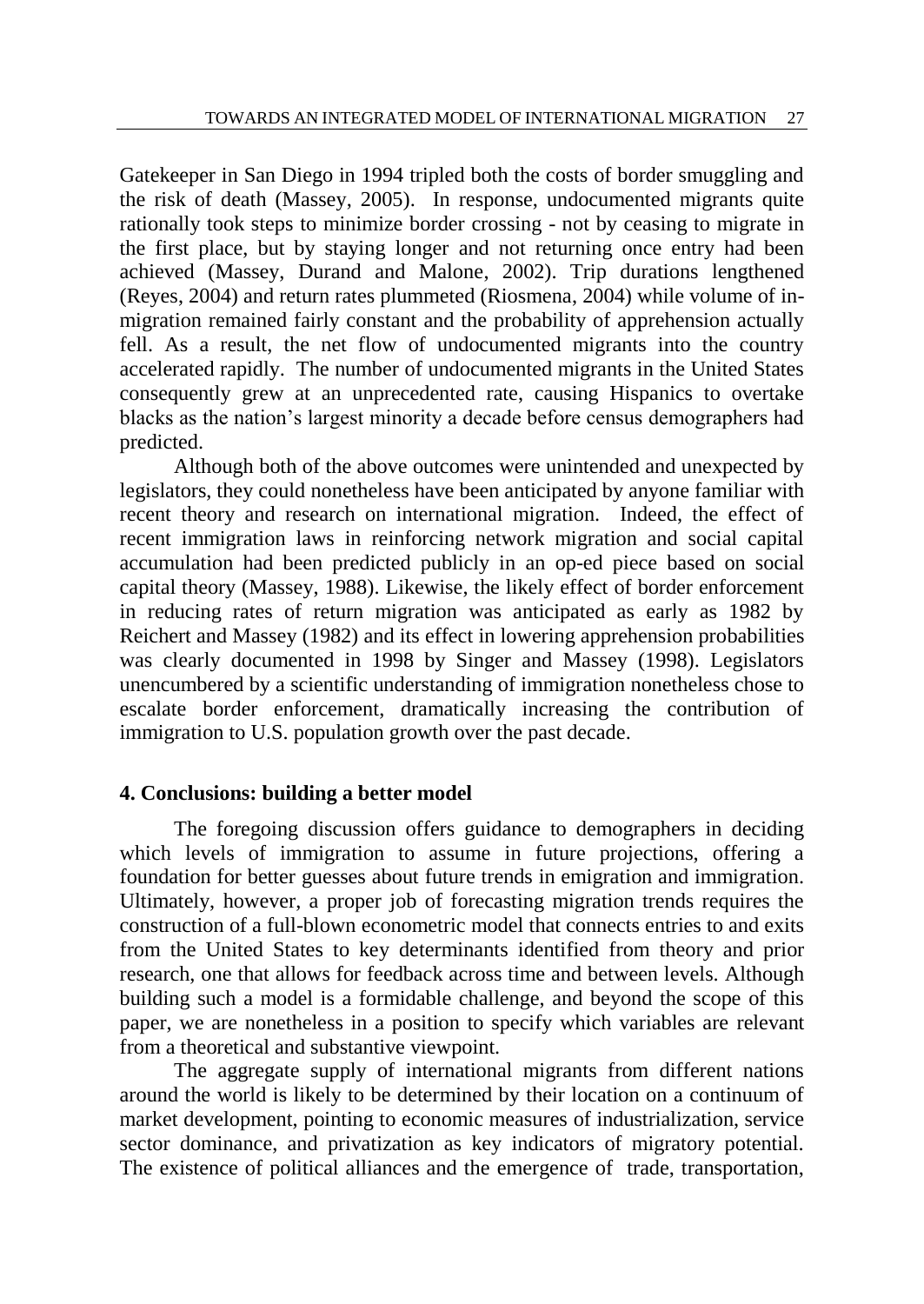Gatekeeper in San Diego in 1994 tripled both the costs of border smuggling and the risk of death (Massey, 2005). In response, undocumented migrants quite rationally took steps to minimize border crossing - not by ceasing to migrate in the first place, but by staying longer and not returning once entry had been achieved (Massey, Durand and Malone, 2002). Trip durations lengthened (Reyes, 2004) and return rates plummeted (Riosmena, 2004) while volume of in-migration remained fairly constant and the probability of apprehension actually fell. As a result, the net flow of undocumented migrants into the country accelerated rapidly. The number of undocumented migrants in the United States consequently grew at an unprecedented rate, causing Hispanics to overtake blacks as the nation's largest minority a decade before census demographers had predicted.

Although both of the above outcomes were unintended and unexpected by legislators, they could nonetheless have been anticipated by anyone familiar with recent theory and research on international migration. Indeed, the effect of recent immigration laws in reinforcing network migration and social capital accumulation had been predicted publicly in an op-ed piece based on social capital theory (Massey, 1988). Likewise, the likely effect of border enforcement in reducing rates of return migration was anticipated as early as 1982 by Reichert and Massey (1982) and its effect in lowering apprehension probabilities was clearly documented in 1998 by Singer and Massey (1998). Legislators unencumbered by a scientific understanding of immigration nonetheless chose to escalate border enforcement, dramatically increasing the contribution of immigration to U.S. population growth over the past decade.

## 4. Conclusions: building a better model

The foregoing discussion offers guidance to demographers in deciding which levels of immigration to assume in future projections, offering a foundation for better guesses about future trends in emigration and immigration. Ultimately, however, a proper job of forecasting migration trends requires the construction of a full-blown econometric model that connects entries to and exits from the United States to key determinants identified from theory and prior research, one that allows for feedback across time and between levels. Although building such a model is a formidable challenge, and beyond the scope of this paper, we are nonetheless in a position to specify which variables are relevant from a theoretical and substantive viewpoint.

The aggregate supply of international migrants from different nations around the world is likely to be determined by their location on a continuum of market development, pointing to economic measures of industrialization, service sector dominance, and privatization as key indicators of migratory potential. The existence of political alliances and the emergence of trade, transportation,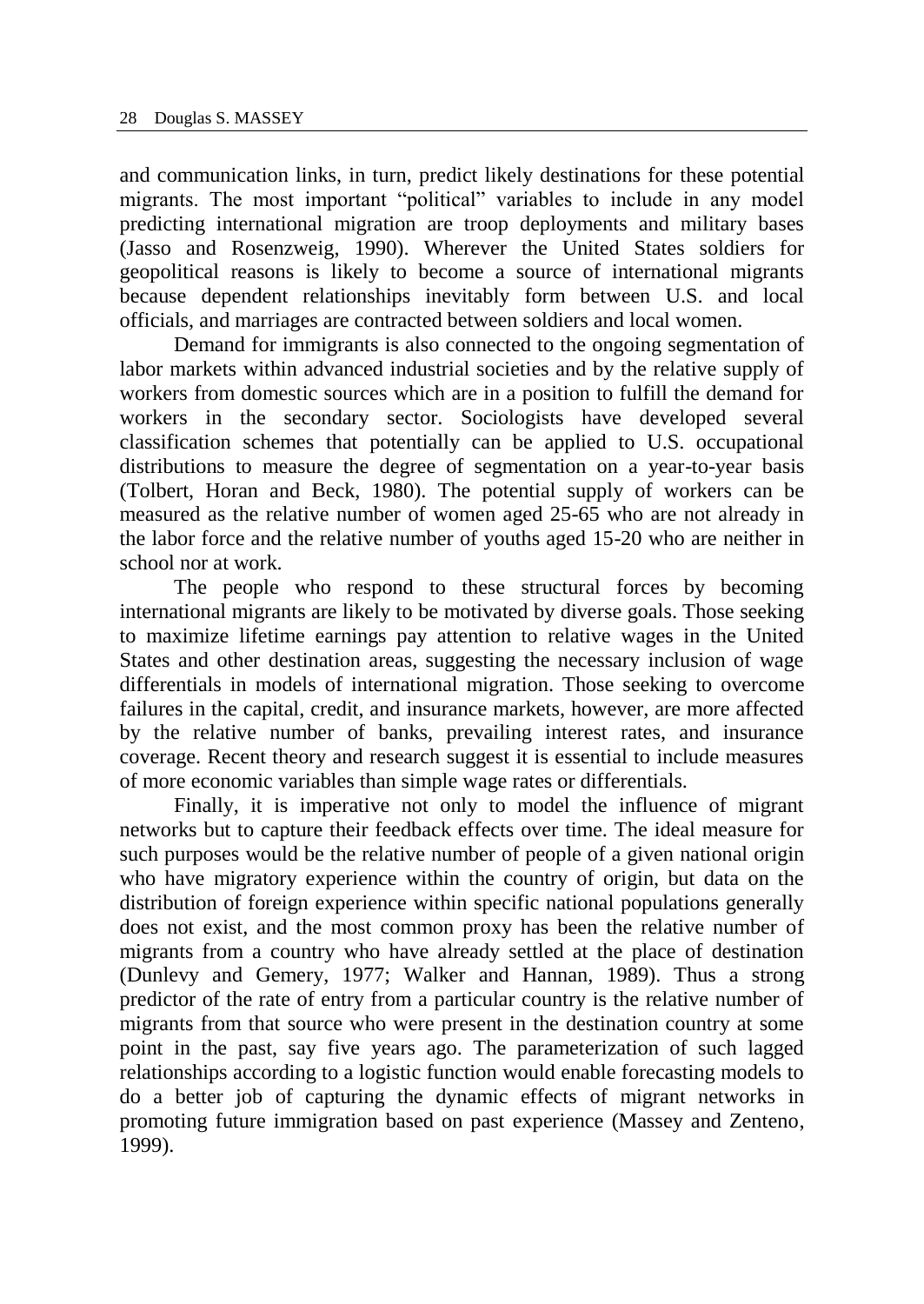and communication links, in turn, predict likely destinations for these potential migrants. The most important "political" variables to include in any model predicting international migration are troop deployments and military bases (Jasso and Rosenzweig, 1990). Wherever the United States soldiers for geopolitical reasons is likely to become a source of international migrants because dependent relationships inevitably form between U.S. and local officials, and marriages are contracted between soldiers and local women.

Demand for immigrants is also connected to the ongoing segmentation of labor markets within advanced industrial societies and by the relative supply of workers from domestic sources which are in a position to fulfill the demand for workers in the secondary sector. Sociologists have developed several classification schemes that potentially can be applied to U.S. occupational distributions to measure the degree of segmentation on a year-to-year basis (Tolbert, Horan and Beck, 1980). The potential supply of workers can be measured as the relative number of women aged 25-65 who are not already in the labor force and the relative number of youths aged 15-20 who are neither in school nor at work.

The people who respond to these structural forces by becoming international migrants are likely to be motivated by diverse goals. Those seeking to maximize lifetime earnings pay attention to relative wages in the United States and other destination areas, suggesting the necessary inclusion of wage differentials in models of international migration. Those seeking to overcome failures in the capital, credit, and insurance markets, however, are more affected by the relative number of banks, prevailing interest rates, and insurance coverage. Recent theory and research suggest it is essential to include measures of more economic variables than simple wage rates or differentials.

Finally, it is imperative not only to model the influence of migrant networks but to capture their feedback effects over time. The ideal measure for such purposes would be the relative number of people of a given national origin who have migratory experience within the country of origin, but data on the distribution of foreign experience within specific national populations generally does not exist, and the most common proxy has been the relative number of migrants from a country who have already settled at the place of destination (Dunlevy and Gemery, 1977; Walker and Hannan, 1989). Thus a strong predictor of the rate of entry from a particular country is the relative number of migrants from that source who were present in the destination country at some point in the past, say five years ago. The parameterization of such lagged relationships according to a logistic function would enable forecasting models to do a better job of capturing the dynamic effects of migrant networks in promoting future immigration based on past experience (Massey and Zenteno, 1999).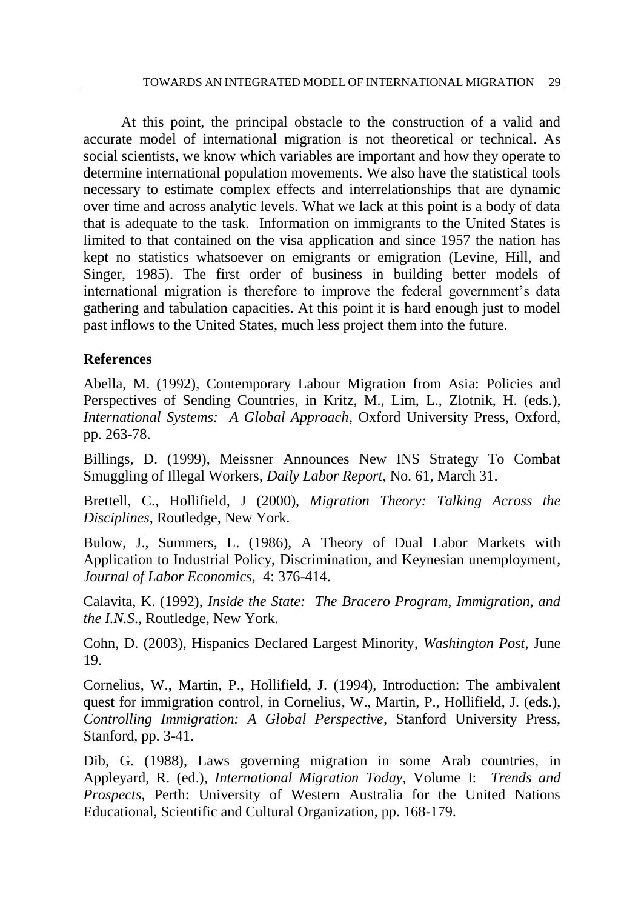At this point, the principal obstacle to the construction of a valid and accurate model of international migration is not theoretical or technical. As social scientists, we know which variables are important and how they operate to determine international population movements. We also have the statistical tools necessary to estimate complex effects and interrelationships that are dynamic over time and across analytic levels. What we lack at this point is a body of data that is adequate to the task. Information on immigrants to the United States is limited to that contained on the visa application and since 1957 the nation has kept no statistics whatsoever on emigrants or emigration (Levine, Hill, and Singer, 1985). The first order of business in building better models of international migration is therefore to improve the federal government's data gathering and tabulation capacities. At this point it is hard enough just to model past inflows to the United States, much less project them into the future.

**References**

Abella, M. (1992), Contemporary Labour Migration from Asia: Policies and Perspectives of Sending Countries, in Kritz, M., Lim, L., Zlotnik, H. (eds.), *International Systems: A Global Approach*, Oxford University Press, Oxford, pp. 263-78.

Billings, D. (1999), Meissner Announces New INS Strategy To Combat Smuggling of Illegal Workers, *Daily Labor Report*, No. 61, March 31.

Brettell, C., Hollifield, J (2000), *Migration Theory: Talking Across the Disciplines*, Routledge, New York.

Bulow, J., Summers, L. (1986), A Theory of Dual Labor Markets with Application to Industrial Policy, Discrimination, and Keynesian unemployment, *Journal of Labor Economics*, 4: 376-414.

Calavita, K. (1992), *Inside the State: The Bracero Program, Immigration, and the I.N.S.*, Routledge, New York.

Cohn, D. (2003), Hispanics Declared Largest Minority, *Washington Post*, June 19.

Cornelius, W., Martin, P., Hollifield, J. (1994), Introduction: The ambivalent quest for immigration control, in Cornelius, W., Martin, P., Hollifield, J. (eds.), *Controlling Immigration: A Global Perspective,* Stanford University Press, Stanford, pp. 3-41.

Dib, G. (1988), Laws governing migration in some Arab countries, in Appleyard, R. (ed.), *International Migration Today,* Volume I: *Trends and Prospects*, Perth: University of Western Australia for the United Nations Educational, Scientific and Cultural Organization, pp. 168-179.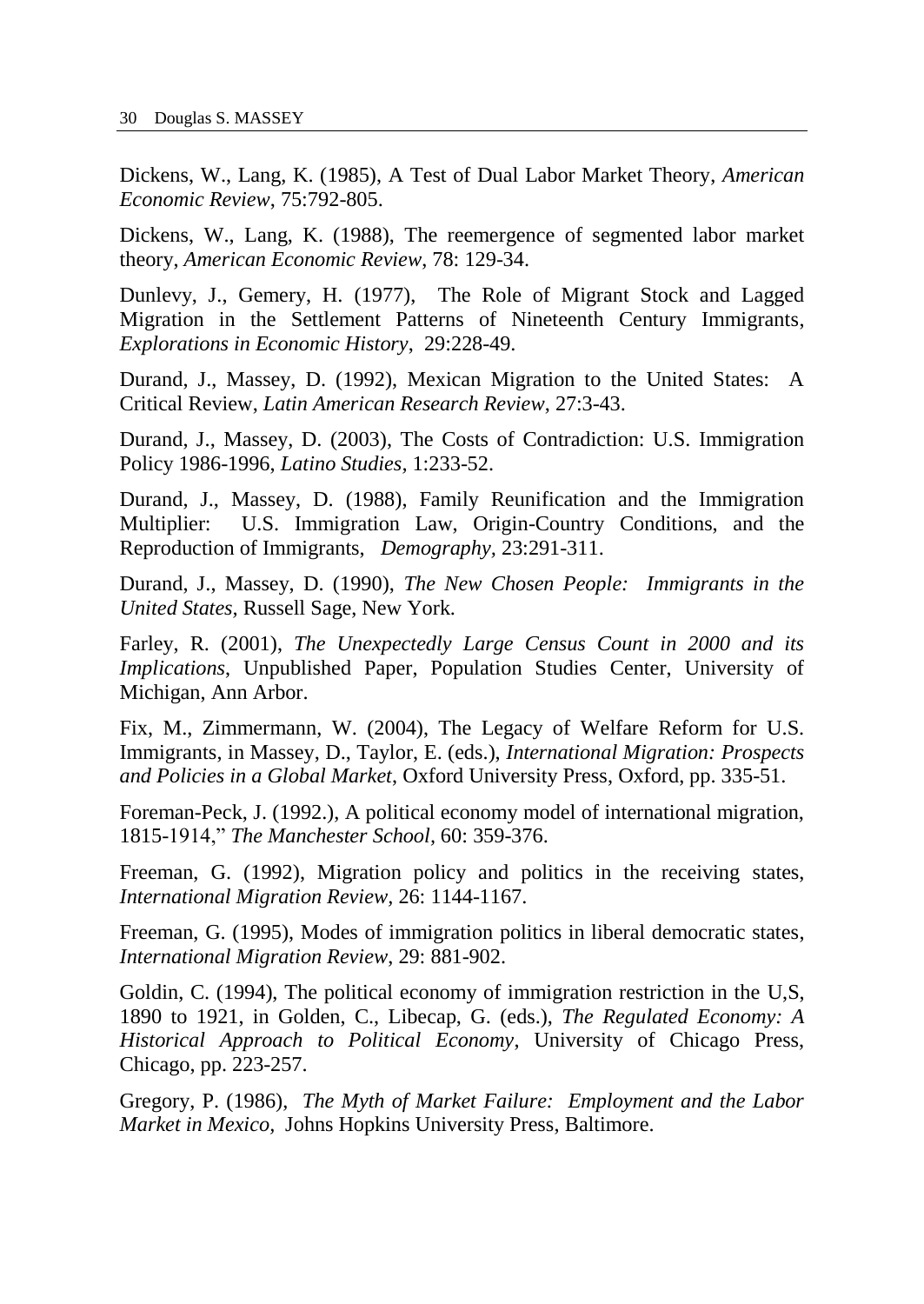Dickens, W., Lang, K. (1985), A Test of Dual Labor Market Theory, *American Economic Review*, 75:792-805.

Dickens, W., Lang, K. (1988), The reemergence of segmented labor market theory, *American Economic Review*, 78: 129-34.

Dunlevy, J., Gemery, H. (1977), The Role of Migrant Stock and Lagged Migration in the Settlement Patterns of Nineteenth Century Immigrants, *Explorations in Economic History*, 29:228-49.

Durand, J., Massey, D. (1992), Mexican Migration to the United States: A Critical Review, *Latin American Research Review*, 27:3-43.

Durand, J., Massey, D. (2003), The Costs of Contradiction: U.S. Immigration Policy 1986-1996, *Latino Studies*, 1:233-52.

Durand, J., Massey, D. (1988), Family Reunification and the Immigration Multiplier: U.S. Immigration Law, Origin-Country Conditions, and the Reproduction of Immigrants, *Demography*, 23:291-311.

Durand, J., Massey, D. (1990), *The New Chosen People: Immigrants in the United States*, Russell Sage, New York.

Farley, R. (2001), *The Unexpectedly Large Census Count in 2000 and its Implications*, Unpublished Paper, Population Studies Center, University of Michigan, Ann Arbor.

Fix, M., Zimmermann, W. (2004), The Legacy of Welfare Reform for U.S. Immigrants, in Massey, D., Taylor, E. (eds.), *International Migration: Prospects and Policies in a Global Market*, Oxford University Press, Oxford, pp. 335-51.

Foreman-Peck, J. (1992.), A political economy model of international migration, 1815-1914," *The Manchester School*, 60: 359-376.

Freeman, G. (1992), Migration policy and politics in the receiving states, *International Migration Review*, 26: 1144-1167.

Freeman, G. (1995), Modes of immigration politics in liberal democratic states, *International Migration Review*, 29: 881-902.

Goldin, C. (1994), The political economy of immigration restriction in the U,S, 1890 to 1921, in Golden, C., Libecap, G. (eds.), *The Regulated Economy: A Historical Approach to Political Economy*, University of Chicago Press, Chicago, pp. 223-257.

Gregory, P. (1986), *The Myth of Market Failure: Employment and the Labor Market in Mexico*, Johns Hopkins University Press, Baltimore.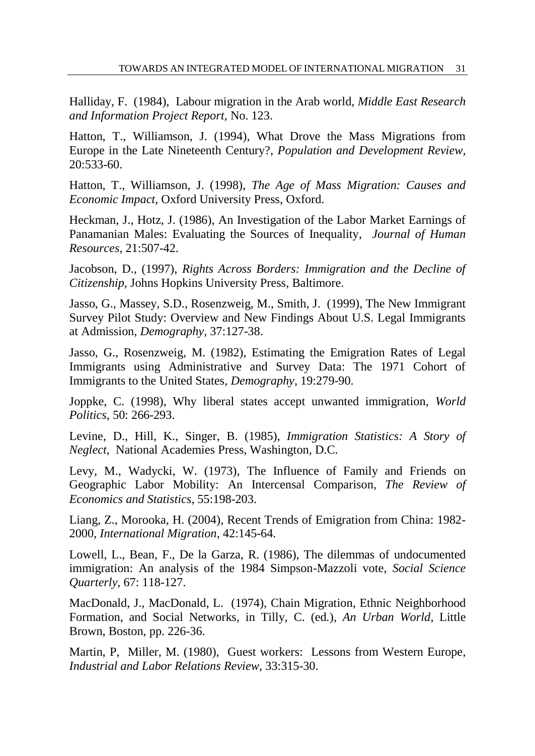Halliday, F. (1984), Labour migration in the Arab world, *Middle East Research and Information Project Report*, No. 123.

Hatton, T., Williamson, J. (1994), What Drove the Mass Migrations from Europe in the Late Nineteenth Century?, *Population and Development Review*, 20:533-60.

Hatton, T., Williamson, J. (1998), *The Age of Mass Migration: Causes and Economic Impact*, Oxford University Press, Oxford.

Heckman, J., Hotz, J. (1986), An Investigation of the Labor Market Earnings of Panamanian Males: Evaluating the Sources of Inequality, *Journal of Human Resources*, 21:507-42.

Jacobson, D., (1997), *Rights Across Borders: Immigration and the Decline of Citizenship*, Johns Hopkins University Press, Baltimore.

Jasso, G., Massey, S.D., Rosenzweig, M., Smith, J. (1999), The New Immigrant Survey Pilot Study: Overview and New Findings About U.S. Legal Immigrants at Admission, *Demography*, 37:127-38.

Jasso, G., Rosenzweig, M. (1982), Estimating the Emigration Rates of Legal Immigrants using Administrative and Survey Data: The 1971 Cohort of Immigrants to the United States, *Demography*, 19:279-90.

Joppke, C. (1998), Why liberal states accept unwanted immigration, *World Politics*, 50: 266-293.

Levine, D., Hill, K., Singer, B. (1985), *Immigration Statistics: A Story of Neglect*, National Academies Press, Washington, D.C.

Levy, M., Wadycki, W. (1973), The Influence of Family and Friends on Geographic Labor Mobility: An Intercensal Comparison, *The Review of Economics and Statistics*, 55:198-203.

Liang, Z., Morooka, H. (2004), Recent Trends of Emigration from China: 1982-2000, *International Migration*, 42:145-64.

Lowell, L., Bean, F., De la Garza, R. (1986), The dilemmas of undocumented immigration: An analysis of the 1984 Simpson-Mazzoli vote, *Social Science Quarterly*, 67: 118-127.

MacDonald, J., MacDonald, L. (1974), Chain Migration, Ethnic Neighborhood Formation, and Social Networks, in Tilly, C. (ed.), *An Urban World*, Little Brown, Boston, pp. 226-36.

Martin, P, Miller, M. (1980), Guest workers: Lessons from Western Europe, *Industrial and Labor Relations Review*, 33:315-30.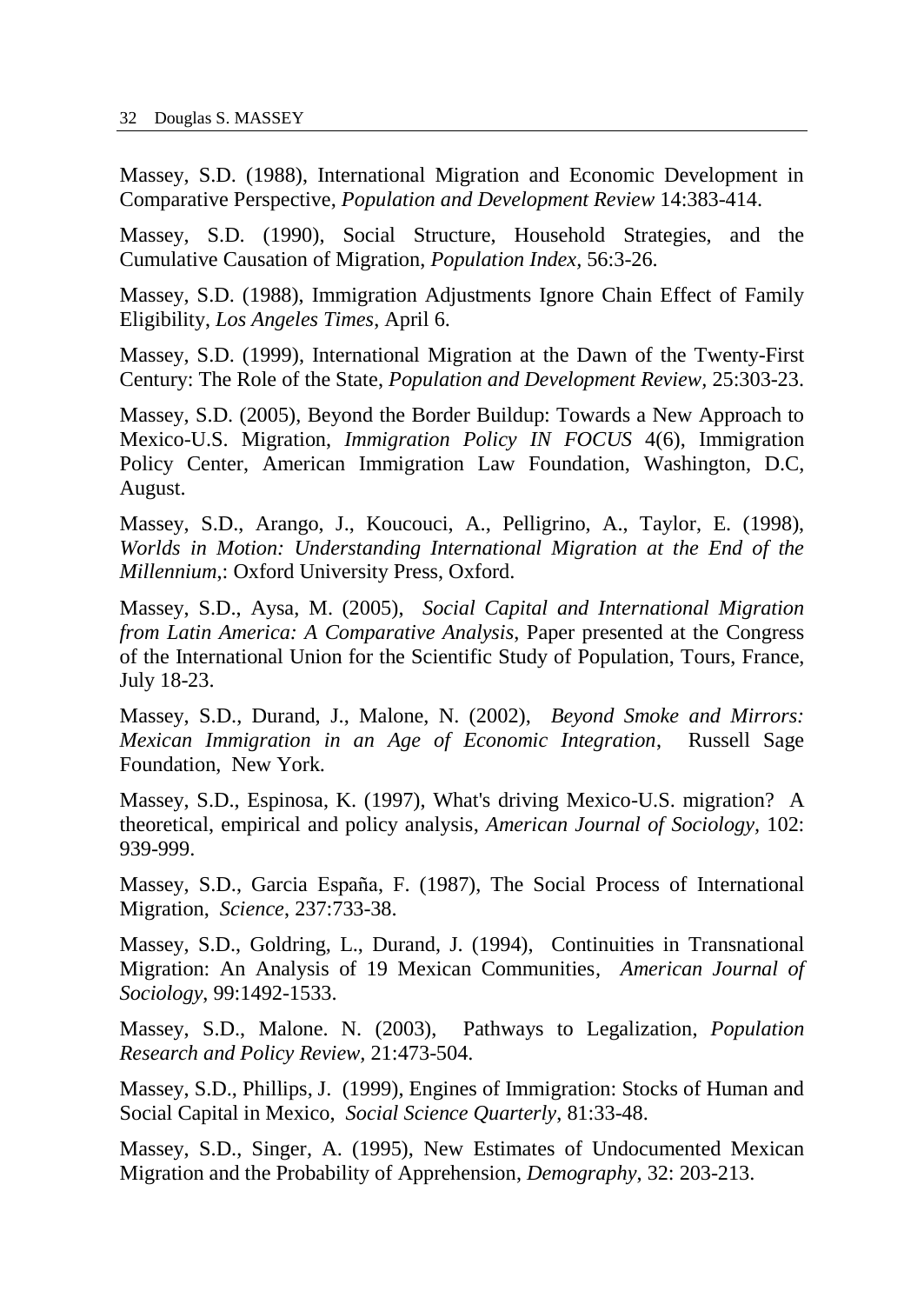Massey, S.D. (1988), International Migration and Economic Development in Comparative Perspective, *Population and Development Review* 14:383-414.

Massey, S.D. (1990), Social Structure, Household Strategies, and the Cumulative Causation of Migration, *Population Index*, 56:3-26.

Massey, S.D. (1988), Immigration Adjustments Ignore Chain Effect of Family Eligibility, *Los Angeles Times*, April 6.

Massey, S.D. (1999), International Migration at the Dawn of the Twenty-First Century: The Role of the State, *Population and Development Review*, 25:303-23.

Massey, S.D. (2005), Beyond the Border Buildup: Towards a New Approach to Mexico-U.S. Migration, *Immigration Policy IN FOCUS* 4(6), Immigration Policy Center, American Immigration Law Foundation, Washington, D.C, August.

Massey, S.D., Arango, J., Koucouci, A., Pelligrino, A., Taylor, E. (1998), *Worlds in Motion: Understanding International Migration at the End of the Millennium*,: Oxford University Press, Oxford.

Massey, S.D., Aysa, M. (2005), *Social Capital and International Migration from Latin America: A Comparative Analysis*, Paper presented at the Congress of the International Union for the Scientific Study of Population, Tours, France, July 18-23.

Massey, S.D., Durand, J., Malone, N. (2002), *Beyond Smoke and Mirrors: Mexican Immigration in an Age of Economic Integration*, Russell Sage Foundation, New York.

Massey, S.D., Espinosa, K. (1997), What's driving Mexico-U.S. migration? A theoretical, empirical and policy analysis, *American Journal of Sociology*, 102: 939-999.

Massey, S.D., Garcia España, F. (1987), The Social Process of International Migration, *Science*, 237:733-38.

Massey, S.D., Goldring, L., Durand, J. (1994), Continuities in Transnational Migration: An Analysis of 19 Mexican Communities, *American Journal of Sociology*, 99:1492-1533.

Massey, S.D., Malone. N. (2003), Pathways to Legalization, *Population Research and Policy Review*, 21:473-504.

Massey, S.D., Phillips, J. (1999), Engines of Immigration: Stocks of Human and Social Capital in Mexico, *Social Science Quarterly*, 81:33-48.

Massey, S.D., Singer, A. (1995), New Estimates of Undocumented Mexican Migration and the Probability of Apprehension, *Demography*, 32: 203-213.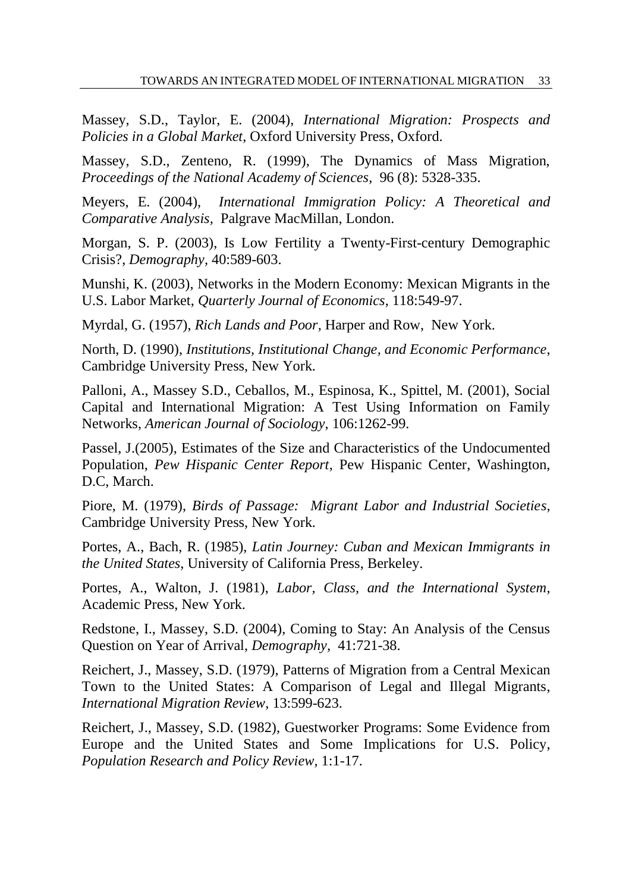Massey, S.D., Taylor, E. (2004), *International Migration: Prospects and Policies in a Global Market*, Oxford University Press, Oxford.

Massey, S.D., Zenteno, R. (1999), The Dynamics of Mass Migration, *Proceedings of the National Academy of Sciences*, 96 (8): 5328-335.

Meyers, E. (2004), *International Immigration Policy: A Theoretical and Comparative Analysis*, Palgrave MacMillan, London.

Morgan, S. P. (2003), Is Low Fertility a Twenty-First-century Demographic Crisis?, *Demography*, 40:589-603.

Munshi, K. (2003), Networks in the Modern Economy: Mexican Migrants in the U.S. Labor Market, *Quarterly Journal of Economics*, 118:549-97.

Myrdal, G. (1957), *Rich Lands and Poor*, Harper and Row, New York.

North, D. (1990), *Institutions, Institutional Change, and Economic Performance*, Cambridge University Press, New York.

Palloni, A., Massey S.D., Ceballos, M., Espinosa, K., Spittel, M. (2001), Social Capital and International Migration: A Test Using Information on Family Networks, *American Journal of Sociology*, 106:1262-99.

Passel, J.(2005), Estimates of the Size and Characteristics of the Undocumented Population, *Pew Hispanic Center Report*, Pew Hispanic Center, Washington, D.C, March.

Piore, M. (1979), *Birds of Passage: Migrant Labor and Industrial Societies*, Cambridge University Press, New York.

Portes, A., Bach, R. (1985), *Latin Journey: Cuban and Mexican Immigrants in the United States*, University of California Press, Berkeley.

Portes, A., Walton, J. (1981), *Labor, Class, and the International System*, Academic Press, New York.

Redstone, I., Massey, S.D. (2004), Coming to Stay: An Analysis of the Census Question on Year of Arrival, *Demography*, 41:721-38.

Reichert, J., Massey, S.D. (1979), Patterns of Migration from a Central Mexican Town to the United States: A Comparison of Legal and Illegal Migrants, *International Migration Review*, 13:599-623.

Reichert, J., Massey, S.D. (1982), Guestworker Programs: Some Evidence from Europe and the United States and Some Implications for U.S. Policy, *Population Research and Policy Review*, 1:1-17.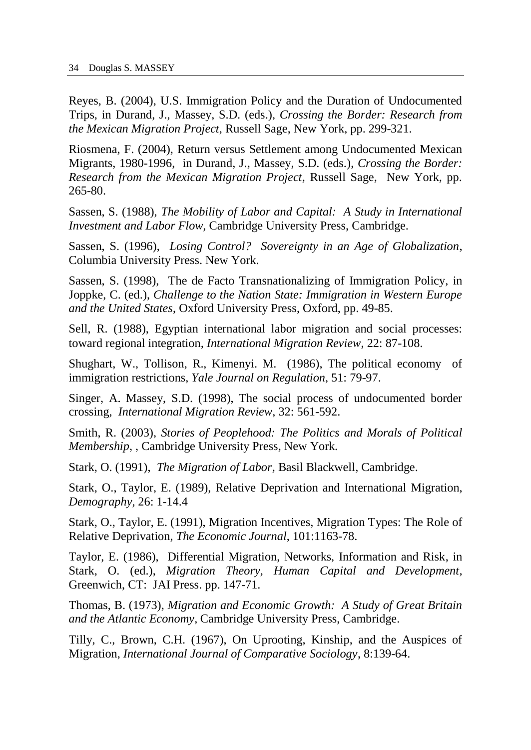Reyes, B. (2004), U.S. Immigration Policy and the Duration of Undocumented Trips, in Durand, J., Massey, S.D. (eds.), *Crossing the Border: Research from the Mexican Migration Project*, Russell Sage, New York, pp. 299-321.

Riosmena, F. (2004), Return versus Settlement among Undocumented Mexican Migrants, 1980-1996, in Durand, J., Massey, S.D. (eds.), *Crossing the Border: Research from the Mexican Migration Project*, Russell Sage, New York, pp. 265-80.

Sassen, S. (1988), *The Mobility of Labor and Capital: A Study in International Investment and Labor Flow*, Cambridge University Press, Cambridge.

Sassen, S. (1996), *Losing Control? Sovereignty in an Age of Globalization*, Columbia University Press. New York.

Sassen, S. (1998), The de Facto Transnationalizing of Immigration Policy, in Joppke, C. (ed.), *Challenge to the Nation State: Immigration in Western Europe and the United States*, Oxford University Press, Oxford, pp. 49-85.

Sell, R. (1988), Egyptian international labor migration and social processes: toward regional integration, *International Migration Review*, 22: 87-108.

Shughart, W., Tollison, R., Kimenyi. M. (1986), The political economy of immigration restrictions, *Yale Journal on Regulation*, 51: 79-97.

Singer, A. Massey, S.D. (1998), The social process of undocumented border crossing, *International Migration Review*, 32: 561-592.

Smith, R. (2003), *Stories of Peoplehood: The Politics and Morals of Political Membership*, , Cambridge University Press, New York.

Stark, O. (1991), *The Migration of Labor*, Basil Blackwell, Cambridge.

Stark, O., Taylor, E. (1989), Relative Deprivation and International Migration, *Demography*, 26: 1-14.4

Stark, O., Taylor, E. (1991), Migration Incentives, Migration Types: The Role of Relative Deprivation, *The Economic Journal*, 101:1163-78.

Taylor, E. (1986), Differential Migration, Networks, Information and Risk, in Stark, O. (ed.), *Migration Theory, Human Capital and Development*, Greenwich, CT: JAI Press. pp. 147-71.

Thomas, B. (1973), *Migration and Economic Growth: A Study of Great Britain and the Atlantic Economy*, Cambridge University Press, Cambridge.

Tilly, C., Brown, C.H. (1967), On Uprooting, Kinship, and the Auspices of Migration, *International Journal of Comparative Sociology*, 8:139-64.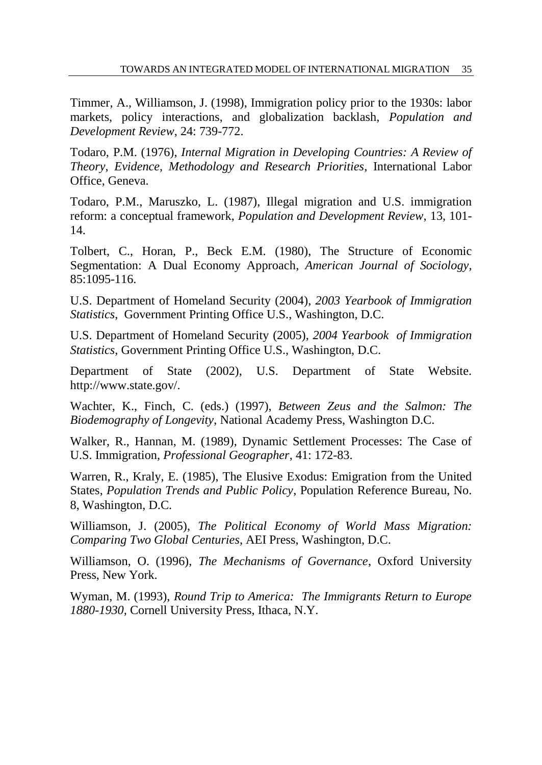Timmer, A., Williamson, J. (1998), Immigration policy prior to the 1930s: labor markets, policy interactions, and globalization backlash, *Population and Development Review*, 24: 739-772.

Todaro, P.M. (1976), *Internal Migration in Developing Countries: A Review of Theory, Evidence, Methodology and Research Priorities*, International Labor Office, Geneva.

Todaro, P.M., Maruszko, L. (1987), Illegal migration and U.S. immigration reform: a conceptual framework, *Population and Development Review*, 13, 101-14.

Tolbert, C., Horan, P., Beck E.M. (1980), The Structure of Economic Segmentation: A Dual Economy Approach, *American Journal of Sociology*, 85:1095-116.

U.S. Department of Homeland Security (2004), *2003 Yearbook of Immigration Statistics*, Government Printing Office U.S., Washington, D.C.

U.S. Department of Homeland Security (2005), *2004 Yearbook of Immigration Statistics*, Government Printing Office U.S., Washington, D.C.

Department of State (2002), U.S. Department of State Website. http://www.state.gov/.

Wachter, K., Finch, C. (eds.) (1997), *Between Zeus and the Salmon: The Biodemography of Longevity*, National Academy Press, Washington D.C.

Walker, R., Hannan, M. (1989), Dynamic Settlement Processes: The Case of U.S. Immigration, *Professional Geographer*, 41: 172-83.

Warren, R., Kraly, E. (1985), The Elusive Exodus: Emigration from the United States, *Population Trends and Public Policy*, Population Reference Bureau, No. 8, Washington, D.C.

Williamson, J. (2005), *The Political Economy of World Mass Migration: Comparing Two Global Centuries*, AEI Press, Washington, D.C.

Williamson, O. (1996), *The Mechanisms of Governance*, Oxford University Press, New York.

Wyman, M. (1993), *Round Trip to America: The Immigrants Return to Europe 1880-1930*, Cornell University Press, Ithaca, N.Y.